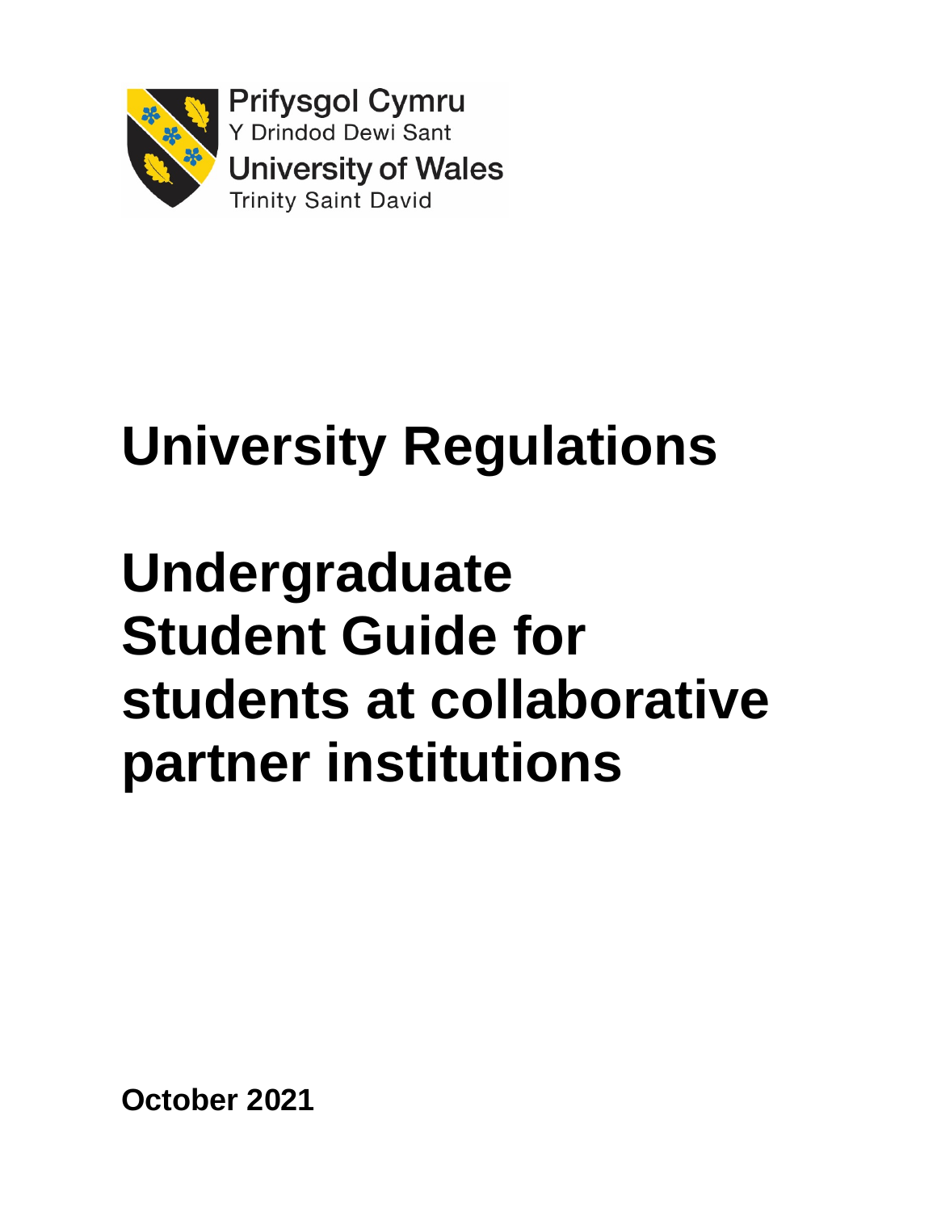Prifysgol Cymru
Y Drindod Dewi Sant
University of Wales
Trinity Saint David

# University Regulations

# Undergraduate Student Guide for students at collaborative partner institutions

**October 2021**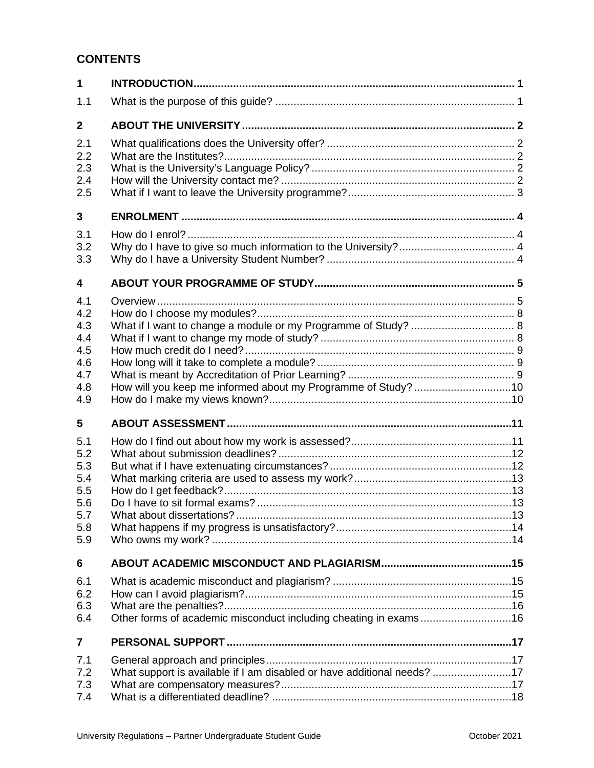## CONTENTS

| | | |
|---|---|---|
| **1** | **INTRODUCTION** | **1** |
| 1.1 | What is the purpose of this guide? | 1 |
| **2** | **ABOUT THE UNIVERSITY** | **2** |
| 2.1 | What qualifications does the University offer? | 2 |
| 2.2 | What are the Institutes? | 2 |
| 2.3 | What is the University's Language Policy? | 2 |
| 2.4 | How will the University contact me? | 2 |
| 2.5 | What if I want to leave the University programme? | 3 |
| **3** | **ENROLMENT** | **4** |
| 3.1 | How do I enrol? | 4 |
| 3.2 | Why do I have to give so much information to the University? | 4 |
| 3.3 | Why do I have a University Student Number? | 4 |
| **4** | **ABOUT YOUR PROGRAMME OF STUDY** | **5** |
| 4.1 | Overview | 5 |
| 4.2 | How do I choose my modules? | 8 |
| 4.3 | What if I want to change a module or my Programme of Study? | 8 |
| 4.4 | What if I want to change my mode of study? | 8 |
| 4.5 | How much credit do I need? | 9 |
| 4.6 | How long will it take to complete a module? | 9 |
| 4.7 | What is meant by Accreditation of Prior Learning? | 9 |
| 4.8 | How will you keep me informed about my Programme of Study? | 10 |
| 4.9 | How do I make my views known? | 10 |
| **5** | **ABOUT ASSESSMENT** | **11** |
| 5.1 | How do I find out about how my work is assessed? | 11 |
| 5.2 | What about submission deadlines? | 12 |
| 5.3 | But what if I have extenuating circumstances? | 12 |
| 5.4 | What marking criteria are used to assess my work? | 13 |
| 5.5 | How do I get feedback? | 13 |
| 5.6 | Do I have to sit formal exams? | 13 |
| 5.7 | What about dissertations? | 13 |
| 5.8 | What happens if my progress is unsatisfactory? | 14 |
| 5.9 | Who owns my work? | 14 |
| **6** | **ABOUT ACADEMIC MISCONDUCT AND PLAGIARISM** | **15** |
| 6.1 | What is academic misconduct and plagiarism? | 15 |
| 6.2 | How can I avoid plagiarism? | 15 |
| 6.3 | What are the penalties? | 16 |
| 6.4 | Other forms of academic misconduct including cheating in exams | 16 |
| **7** | **PERSONAL SUPPORT** | **17** |
| 7.1 | General approach and principles | 17 |
| 7.2 | What support is available if I am disabled or have additional needs? | 17 |
| 7.3 | What are compensatory measures? | 17 |
| 7.4 | What is a differentiated deadline? | 18 |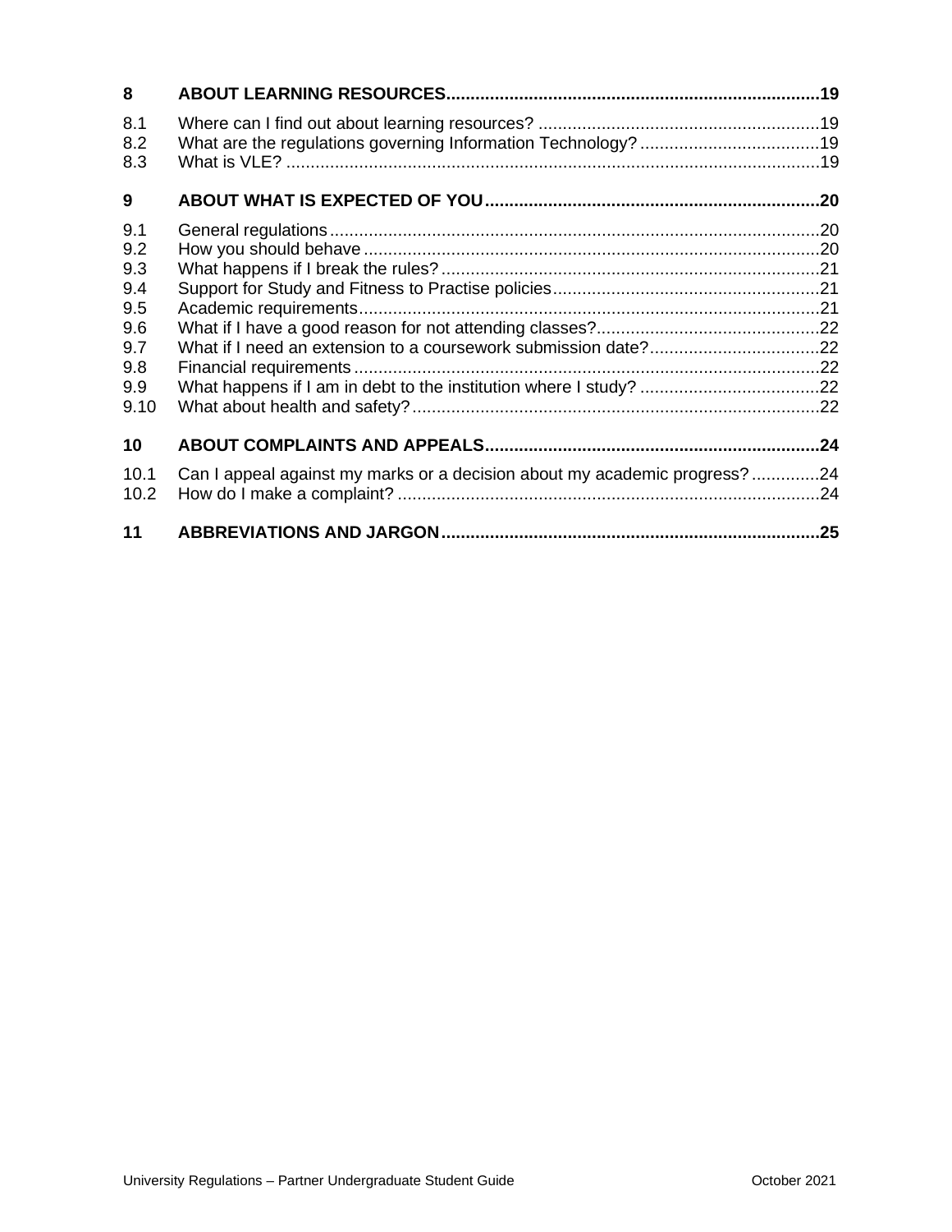**8 ABOUT LEARNING RESOURCES ........................................................................ 19**

8.1 Where can I find out about learning resources? ........................................................ 19
8.2 What are the regulations governing Information Technology? .................................... 19
8.3 What is VLE? ........................................................................................................... 19

**9 ABOUT WHAT IS EXPECTED OF YOU ................................................................ 20**

9.1 General regulations .................................................................................................. 20
9.2 How you should behave ........................................................................................... 20
9.3 What happens if I break the rules? ........................................................................... 21
9.4 Support for Study and Fitness to Practise policies ..................................................... 21
9.5 Academic requirements ............................................................................................ 21
9.6 What if I have a good reason for not attending classes? ............................................ 22
9.7 What if I need an extension to a coursework submission date? .................................. 22
9.8 Financial requirements ............................................................................................. 22
9.9 What happens if I am in debt to the institution where I study? .................................... 22
9.10 What about health and safety? .................................................................................. 22

**10 ABOUT COMPLAINTS AND APPEALS ................................................................ 24**

10.1 Can I appeal against my marks or a decision about my academic progress? ............. 24
10.2 How do I make a complaint? ..................................................................................... 24

**11 ABBREVIATIONS AND JARGON ........................................................................ 25**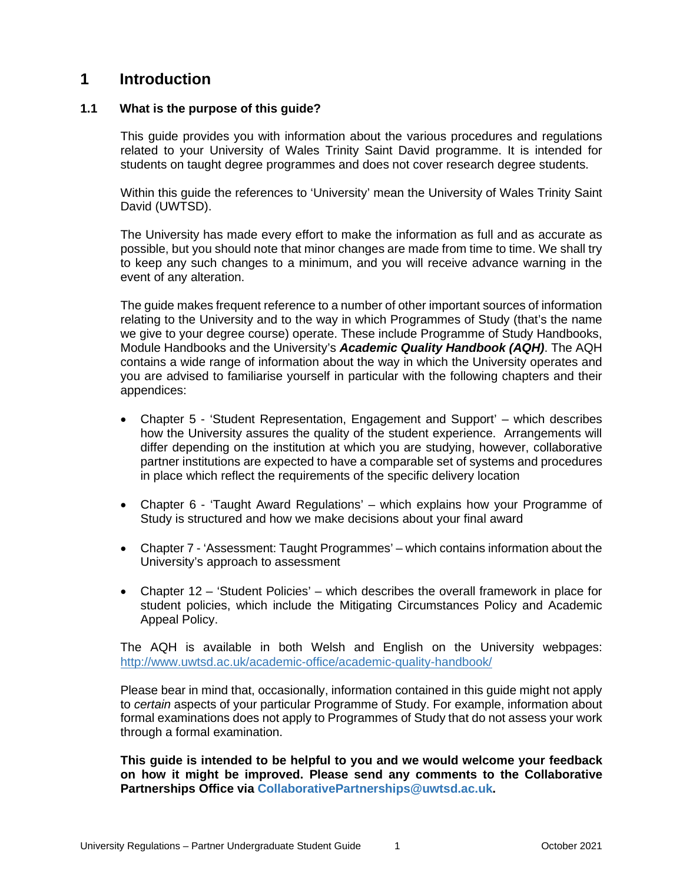# 1 Introduction

## 1.1 What is the purpose of this guide?

This guide provides you with information about the various procedures and regulations related to your University of Wales Trinity Saint David programme. It is intended for students on taught degree programmes and does not cover research degree students.

Within this guide the references to 'University' mean the University of Wales Trinity Saint David (UWTSD).

The University has made every effort to make the information as full and as accurate as possible, but you should note that minor changes are made from time to time. We shall try to keep any such changes to a minimum, and you will receive advance warning in the event of any alteration.

The guide makes frequent reference to a number of other important sources of information relating to the University and to the way in which Programmes of Study (that's the name we give to your degree course) operate. These include Programme of Study Handbooks, Module Handbooks and the University's ***Academic Quality Handbook (AQH)***. The AQH contains a wide range of information about the way in which the University operates and you are advised to familiarise yourself in particular with the following chapters and their appendices:

- Chapter 5 - 'Student Representation, Engagement and Support' – which describes how the University assures the quality of the student experience. Arrangements will differ depending on the institution at which you are studying, however, collaborative partner institutions are expected to have a comparable set of systems and procedures in place which reflect the requirements of the specific delivery location

- Chapter 6 - 'Taught Award Regulations' – which explains how your Programme of Study is structured and how we make decisions about your final award

- Chapter 7 - 'Assessment: Taught Programmes' – which contains information about the University's approach to assessment

- Chapter 12 – 'Student Policies' – which describes the overall framework in place for student policies, which include the Mitigating Circumstances Policy and Academic Appeal Policy.

The AQH is available in both Welsh and English on the University webpages: http://www.uwtsd.ac.uk/academic-office/academic-quality-handbook/

Please bear in mind that, occasionally, information contained in this guide might not apply to *certain* aspects of your particular Programme of Study. For example, information about formal examinations does not apply to Programmes of Study that do not assess your work through a formal examination.

**This guide is intended to be helpful to you and we would welcome your feedback on how it might be improved. Please send any comments to the Collaborative Partnerships Office via CollaborativePartnerships@uwtsd.ac.uk.**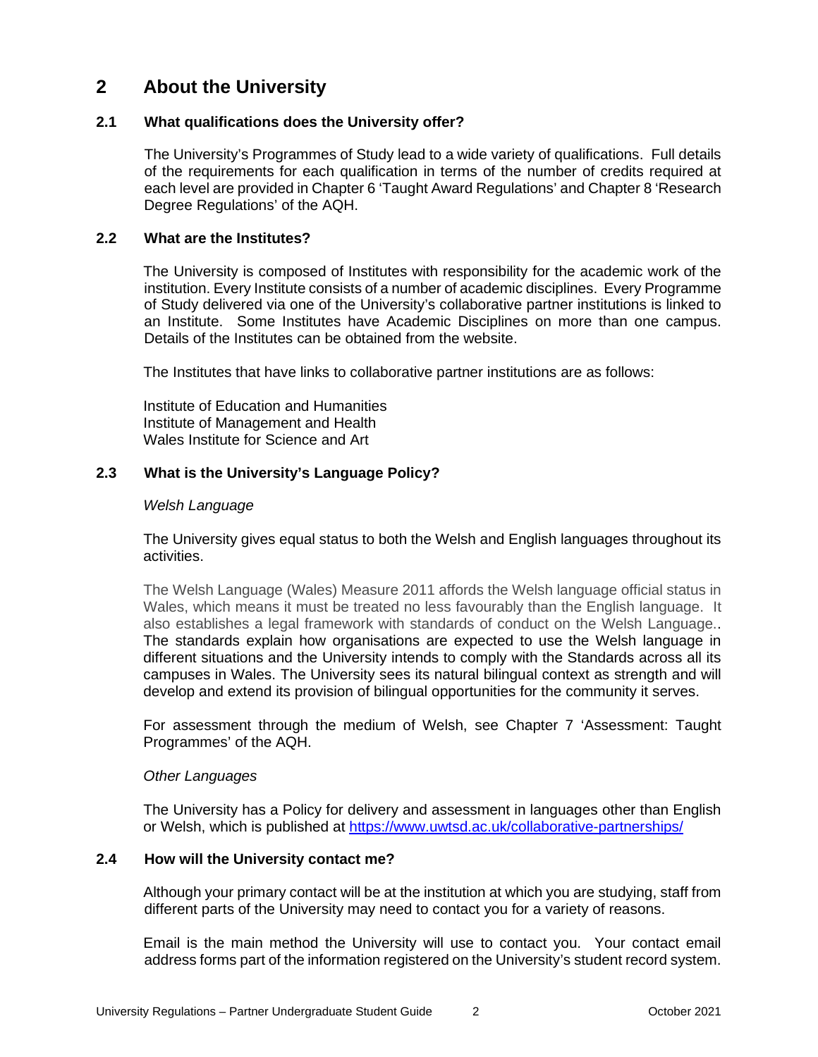# 2 About the University

## 2.1 What qualifications does the University offer?

The University's Programmes of Study lead to a wide variety of qualifications. Full details of the requirements for each qualification in terms of the number of credits required at each level are provided in Chapter 6 'Taught Award Regulations' and Chapter 8 'Research Degree Regulations' of the AQH.

## 2.2 What are the Institutes?

The University is composed of Institutes with responsibility for the academic work of the institution. Every Institute consists of a number of academic disciplines. Every Programme of Study delivered via one of the University's collaborative partner institutions is linked to an Institute. Some Institutes have Academic Disciplines on more than one campus. Details of the Institutes can be obtained from the website.

The Institutes that have links to collaborative partner institutions are as follows:

Institute of Education and Humanities
Institute of Management and Health
Wales Institute for Science and Art

## 2.3 What is the University's Language Policy?

*Welsh Language*

The University gives equal status to both the Welsh and English languages throughout its activities.

The Welsh Language (Wales) Measure 2011 affords the Welsh language official status in Wales, which means it must be treated no less favourably than the English language. It also establishes a legal framework with standards of conduct on the Welsh Language.. The standards explain how organisations are expected to use the Welsh language in different situations and the University intends to comply with the Standards across all its campuses in Wales. The University sees its natural bilingual context as strength and will develop and extend its provision of bilingual opportunities for the community it serves.

For assessment through the medium of Welsh, see Chapter 7 'Assessment: Taught Programmes' of the AQH.

*Other Languages*

The University has a Policy for delivery and assessment in languages other than English or Welsh, which is published at https://www.uwtsd.ac.uk/collaborative-partnerships/

## 2.4 How will the University contact me?

Although your primary contact will be at the institution at which you are studying, staff from different parts of the University may need to contact you for a variety of reasons.

Email is the main method the University will use to contact you. Your contact email address forms part of the information registered on the University's student record system.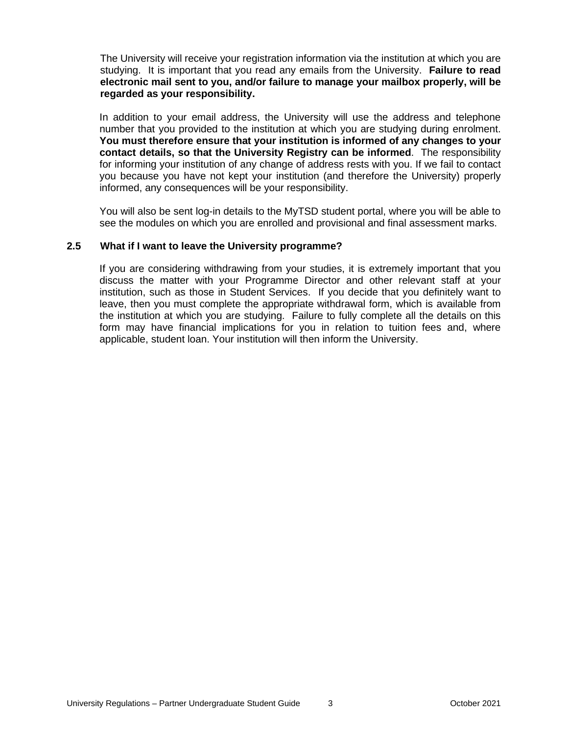The University will receive your registration information via the institution at which you are studying. It is important that you read any emails from the University. **Failure to read electronic mail sent to you, and/or failure to manage your mailbox properly, will be regarded as your responsibility.**

In addition to your email address, the University will use the address and telephone number that you provided to the institution at which you are studying during enrolment. **You must therefore ensure that your institution is informed of any changes to your contact details, so that the University Registry can be informed**. The responsibility for informing your institution of any change of address rests with you. If we fail to contact you because you have not kept your institution (and therefore the University) properly informed, any consequences will be your responsibility.

You will also be sent log-in details to the MyTSD student portal, where you will be able to see the modules on which you are enrolled and provisional and final assessment marks.

### 2.5 What if I want to leave the University programme?

If you are considering withdrawing from your studies, it is extremely important that you discuss the matter with your Programme Director and other relevant staff at your institution, such as those in Student Services. If you decide that you definitely want to leave, then you must complete the appropriate withdrawal form, which is available from the institution at which you are studying. Failure to fully complete all the details on this form may have financial implications for you in relation to tuition fees and, where applicable, student loan. Your institution will then inform the University.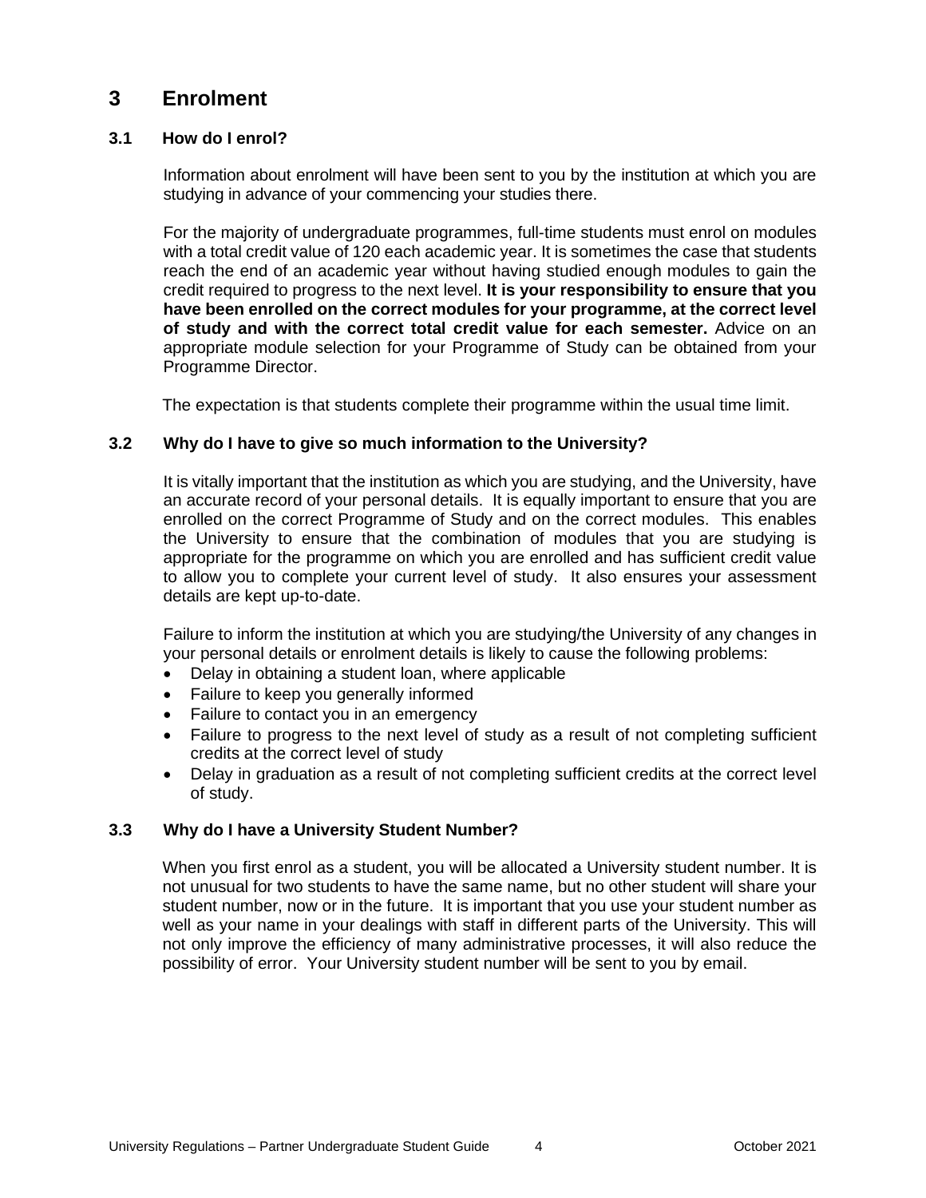# 3 Enrolment

## 3.1 How do I enrol?

Information about enrolment will have been sent to you by the institution at which you are studying in advance of your commencing your studies there.

For the majority of undergraduate programmes, full-time students must enrol on modules with a total credit value of 120 each academic year. It is sometimes the case that students reach the end of an academic year without having studied enough modules to gain the credit required to progress to the next level. **It is your responsibility to ensure that you have been enrolled on the correct modules for your programme, at the correct level of study and with the correct total credit value for each semester.** Advice on an appropriate module selection for your Programme of Study can be obtained from your Programme Director.

The expectation is that students complete their programme within the usual time limit.

## 3.2 Why do I have to give so much information to the University?

It is vitally important that the institution as which you are studying, and the University, have an accurate record of your personal details. It is equally important to ensure that you are enrolled on the correct Programme of Study and on the correct modules. This enables the University to ensure that the combination of modules that you are studying is appropriate for the programme on which you are enrolled and has sufficient credit value to allow you to complete your current level of study. It also ensures your assessment details are kept up-to-date.

Failure to inform the institution at which you are studying/the University of any changes in your personal details or enrolment details is likely to cause the following problems:

- Delay in obtaining a student loan, where applicable
- Failure to keep you generally informed
- Failure to contact you in an emergency
- Failure to progress to the next level of study as a result of not completing sufficient credits at the correct level of study
- Delay in graduation as a result of not completing sufficient credits at the correct level of study.

## 3.3 Why do I have a University Student Number?

When you first enrol as a student, you will be allocated a University student number. It is not unusual for two students to have the same name, but no other student will share your student number, now or in the future. It is important that you use your student number as well as your name in your dealings with staff in different parts of the University. This will not only improve the efficiency of many administrative processes, it will also reduce the possibility of error. Your University student number will be sent to you by email.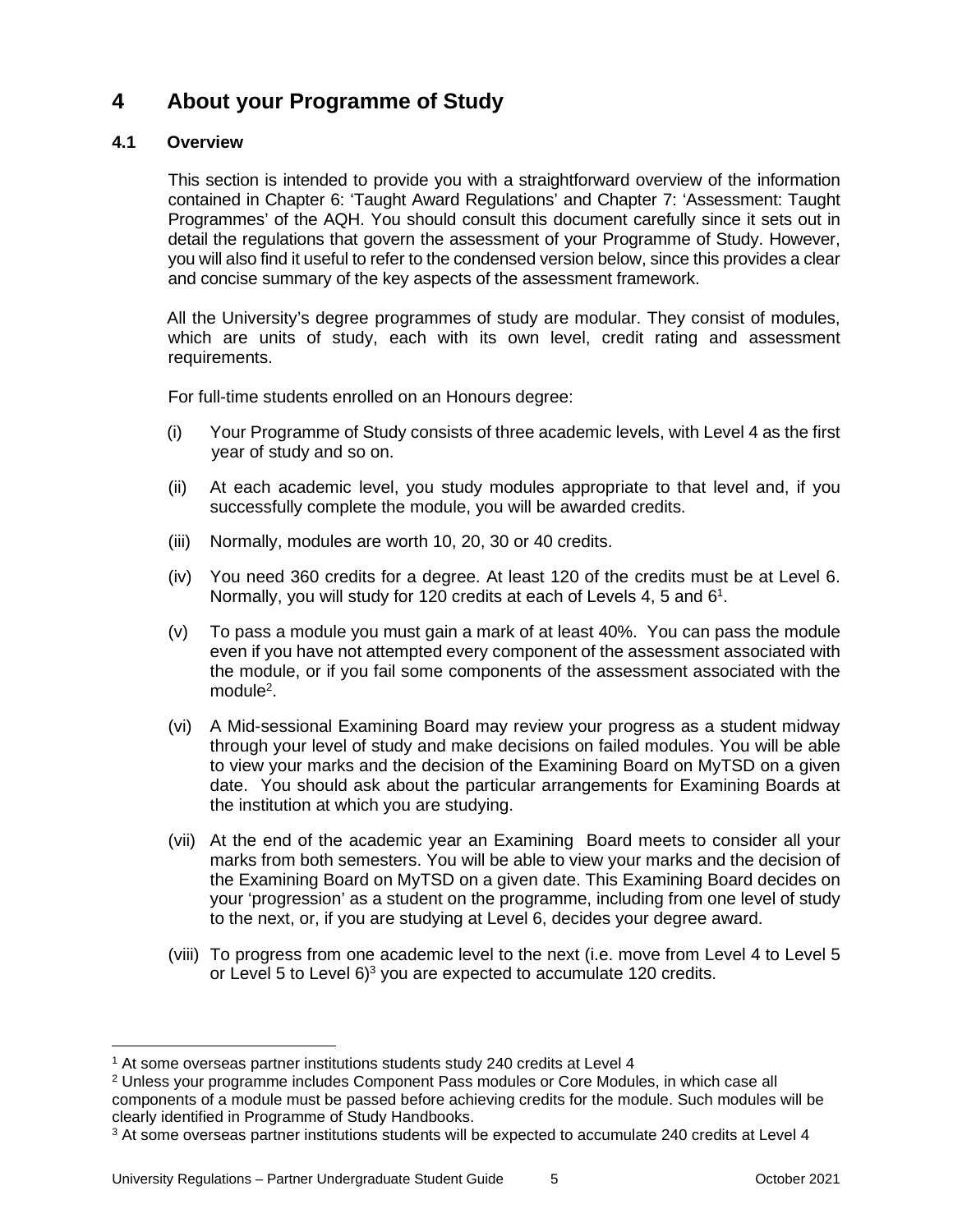# 4 About your Programme of Study

## 4.1 Overview

This section is intended to provide you with a straightforward overview of the information contained in Chapter 6: 'Taught Award Regulations' and Chapter 7: 'Assessment: Taught Programmes' of the AQH. You should consult this document carefully since it sets out in detail the regulations that govern the assessment of your Programme of Study. However, you will also find it useful to refer to the condensed version below, since this provides a clear and concise summary of the key aspects of the assessment framework.

All the University's degree programmes of study are modular. They consist of modules, which are units of study, each with its own level, credit rating and assessment requirements.

For full-time students enrolled on an Honours degree:

(i) Your Programme of Study consists of three academic levels, with Level 4 as the first year of study and so on.

(ii) At each academic level, you study modules appropriate to that level and, if you successfully complete the module, you will be awarded credits.

(iii) Normally, modules are worth 10, 20, 30 or 40 credits.

(iv) You need 360 credits for a degree. At least 120 of the credits must be at Level 6. Normally, you will study for 120 credits at each of Levels 4, 5 and 6[1].

(v) To pass a module you must gain a mark of at least 40%. You can pass the module even if you have not attempted every component of the assessment associated with the module, or if you fail some components of the assessment associated with the module[2].

(vi) A Mid-sessional Examining Board may review your progress as a student midway through your level of study and make decisions on failed modules. You will be able to view your marks and the decision of the Examining Board on MyTSD on a given date. You should ask about the particular arrangements for Examining Boards at the institution at which you are studying.

(vii) At the end of the academic year an Examining Board meets to consider all your marks from both semesters. You will be able to view your marks and the decision of the Examining Board on MyTSD on a given date. This Examining Board decides on your 'progression' as a student on the programme, including from one level of study to the next, or, if you are studying at Level 6, decides your degree award.

(viii) To progress from one academic level to the next (i.e. move from Level 4 to Level 5 or Level 5 to Level 6)[3] you are expected to accumulate 120 credits.

---

[1] At some overseas partner institutions students study 240 credits at Level 4

[2] Unless your programme includes Component Pass modules or Core Modules, in which case all components of a module must be passed before achieving credits for the module. Such modules will be clearly identified in Programme of Study Handbooks.

[3] At some overseas partner institutions students will be expected to accumulate 240 credits at Level 4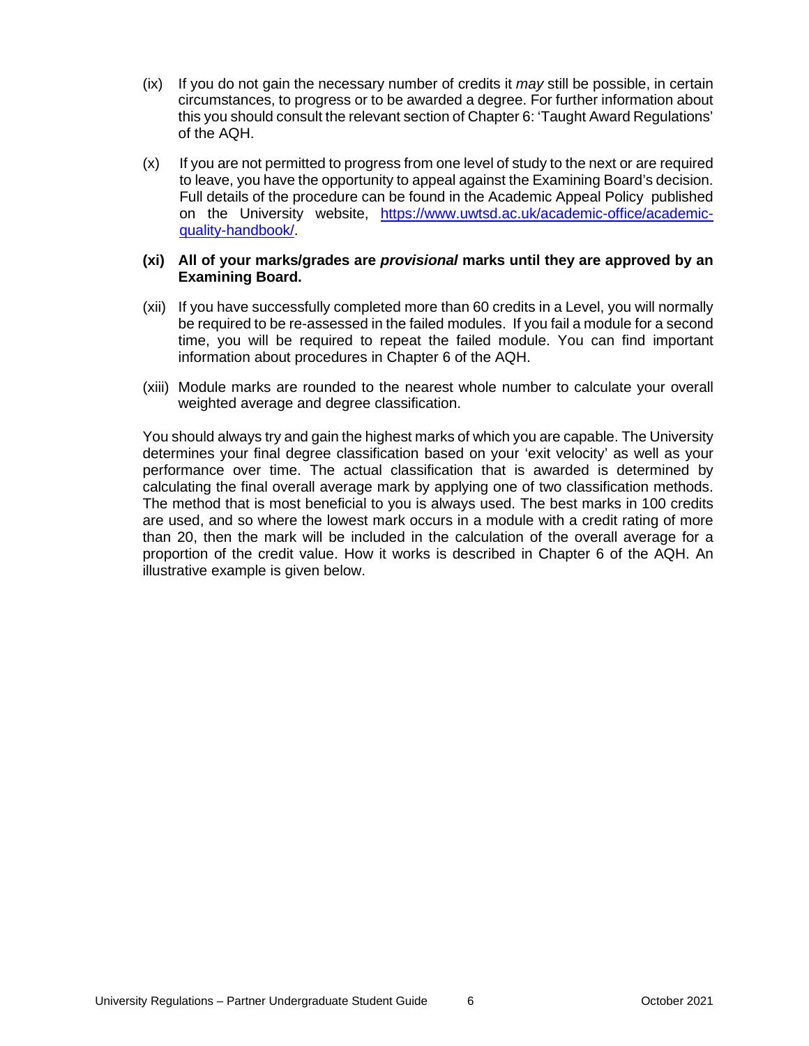(ix) If you do not gain the necessary number of credits it *may* still be possible, in certain circumstances, to progress or to be awarded a degree. For further information about this you should consult the relevant section of Chapter 6: 'Taught Award Regulations' of the AQH.

(x) If you are not permitted to progress from one level of study to the next or are required to leave, you have the opportunity to appeal against the Examining Board's decision. Full details of the procedure can be found in the Academic Appeal Policy published on the University website, [https://www.uwtsd.ac.uk/academic-office/academic-quality-handbook/](https://www.uwtsd.ac.uk/academic-office/academic-quality-handbook/).

**(xi) All of your marks/grades are *provisional* marks until they are approved by an Examining Board.**

(xii) If you have successfully completed more than 60 credits in a Level, you will normally be required to be re-assessed in the failed modules. If you fail a module for a second time, you will be required to repeat the failed module. You can find important information about procedures in Chapter 6 of the AQH.

(xiii) Module marks are rounded to the nearest whole number to calculate your overall weighted average and degree classification.

You should always try and gain the highest marks of which you are capable. The University determines your final degree classification based on your 'exit velocity' as well as your performance over time. The actual classification that is awarded is determined by calculating the final overall average mark by applying one of two classification methods. The method that is most beneficial to you is always used. The best marks in 100 credits are used, and so where the lowest mark occurs in a module with a credit rating of more than 20, then the mark will be included in the calculation of the overall average for a proportion of the credit value. How it works is described in Chapter 6 of the AQH. An illustrative example is given below.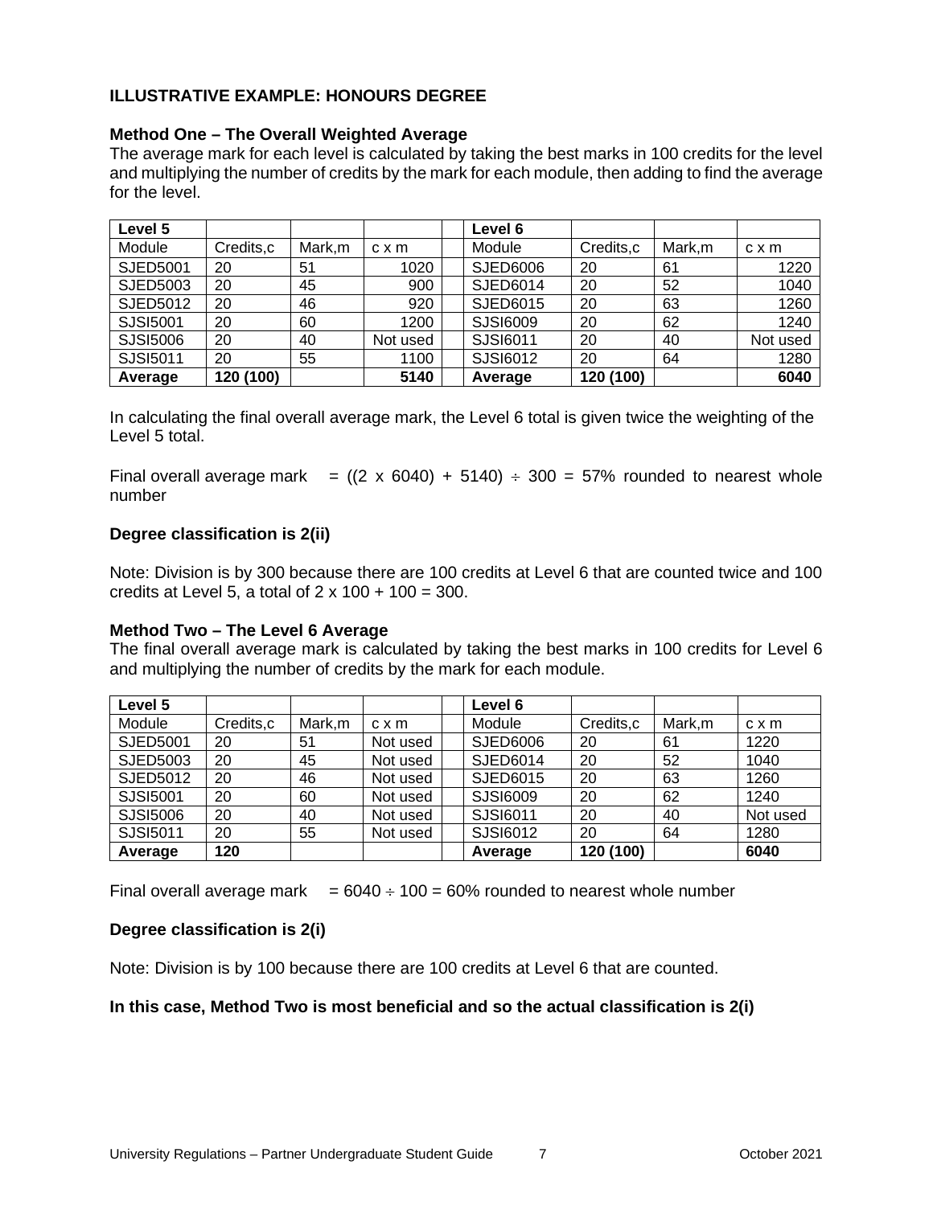### ILLUSTRATIVE EXAMPLE: HONOURS DEGREE

#### Method One – The Overall Weighted Average

The average mark for each level is calculated by taking the best marks in 100 credits for the level and multiplying the number of credits by the mark for each module, then adding to find the average for the level.

| **Level 5** | | | | | **Level 6** | | | |
|---|---|---|---|---|---|---|---|---|
| Module | Credits,c | Mark,m | c x m | | Module | Credits,c | Mark,m | c x m |
| SJED5001 | 20 | 51 | 1020 | | SJED6006 | 20 | 61 | 1220 |
| SJED5003 | 20 | 45 | 900 | | SJED6014 | 20 | 52 | 1040 |
| SJED5012 | 20 | 46 | 920 | | SJED6015 | 20 | 63 | 1260 |
| SJSI5001 | 20 | 60 | 1200 | | SJSI6009 | 20 | 62 | 1240 |
| SJSI5006 | 20 | 40 | Not used | | SJSI6011 | 20 | 40 | Not used |
| SJSI5011 | 20 | 55 | 1100 | | SJSI6012 | 20 | 64 | 1280 |
| **Average** | **120 (100)** | | **5140** | | **Average** | **120 (100)** | | **6040** |

In calculating the final overall average mark, the Level 6 total is given twice the weighting of the Level 5 total.

Final overall average mark = ((2 x 6040) + 5140) ÷ 300 = 57% rounded to nearest whole number

**Degree classification is 2(ii)**

Note: Division is by 300 because there are 100 credits at Level 6 that are counted twice and 100 credits at Level 5, a total of 2 x 100 + 100 = 300.

#### Method Two – The Level 6 Average

The final overall average mark is calculated by taking the best marks in 100 credits for Level 6 and multiplying the number of credits by the mark for each module.

| **Level 5** | | | | | **Level 6** | | | |
|---|---|---|---|---|---|---|---|---|
| Module | Credits,c | Mark,m | c x m | | Module | Credits,c | Mark,m | c x m |
| SJED5001 | 20 | 51 | Not used | | SJED6006 | 20 | 61 | 1220 |
| SJED5003 | 20 | 45 | Not used | | SJED6014 | 20 | 52 | 1040 |
| SJED5012 | 20 | 46 | Not used | | SJED6015 | 20 | 63 | 1260 |
| SJSI5001 | 20 | 60 | Not used | | SJSI6009 | 20 | 62 | 1240 |
| SJSI5006 | 20 | 40 | Not used | | SJSI6011 | 20 | 40 | Not used |
| SJSI5011 | 20 | 55 | Not used | | SJSI6012 | 20 | 64 | 1280 |
| **Average** | **120** | | | | **Average** | **120 (100)** | | **6040** |

Final overall average mark = 6040 ÷ 100 = 60% rounded to nearest whole number

**Degree classification is 2(i)**

Note: Division is by 100 because there are 100 credits at Level 6 that are counted.

**In this case, Method Two is most beneficial and so the actual classification is 2(i)**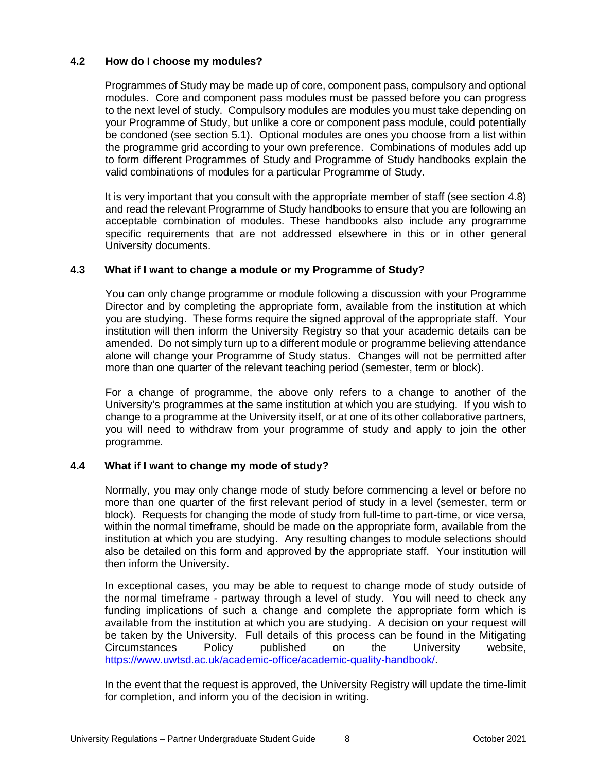### 4.2 How do I choose my modules?

Programmes of Study may be made up of core, component pass, compulsory and optional modules. Core and component pass modules must be passed before you can progress to the next level of study. Compulsory modules are modules you must take depending on your Programme of Study, but unlike a core or component pass module, could potentially be condoned (see section 5.1). Optional modules are ones you choose from a list within the programme grid according to your own preference. Combinations of modules add up to form different Programmes of Study and Programme of Study handbooks explain the valid combinations of modules for a particular Programme of Study.

It is very important that you consult with the appropriate member of staff (see section 4.8) and read the relevant Programme of Study handbooks to ensure that you are following an acceptable combination of modules. These handbooks also include any programme specific requirements that are not addressed elsewhere in this or in other general University documents.

### 4.3 What if I want to change a module or my Programme of Study?

You can only change programme or module following a discussion with your Programme Director and by completing the appropriate form, available from the institution at which you are studying. These forms require the signed approval of the appropriate staff. Your institution will then inform the University Registry so that your academic details can be amended. Do not simply turn up to a different module or programme believing attendance alone will change your Programme of Study status. Changes will not be permitted after more than one quarter of the relevant teaching period (semester, term or block).

For a change of programme, the above only refers to a change to another of the University's programmes at the same institution at which you are studying. If you wish to change to a programme at the University itself, or at one of its other collaborative partners, you will need to withdraw from your programme of study and apply to join the other programme.

### 4.4 What if I want to change my mode of study?

Normally, you may only change mode of study before commencing a level or before no more than one quarter of the first relevant period of study in a level (semester, term or block). Requests for changing the mode of study from full-time to part-time, or vice versa, within the normal timeframe, should be made on the appropriate form, available from the institution at which you are studying. Any resulting changes to module selections should also be detailed on this form and approved by the appropriate staff. Your institution will then inform the University.

In exceptional cases, you may be able to request to change mode of study outside of the normal timeframe - partway through a level of study. You will need to check any funding implications of such a change and complete the appropriate form which is available from the institution at which you are studying. A decision on your request will be taken by the University. Full details of this process can be found in the Mitigating Circumstances Policy published on the University website, https://www.uwtsd.ac.uk/academic-office/academic-quality-handbook/.

In the event that the request is approved, the University Registry will update the time-limit for completion, and inform you of the decision in writing.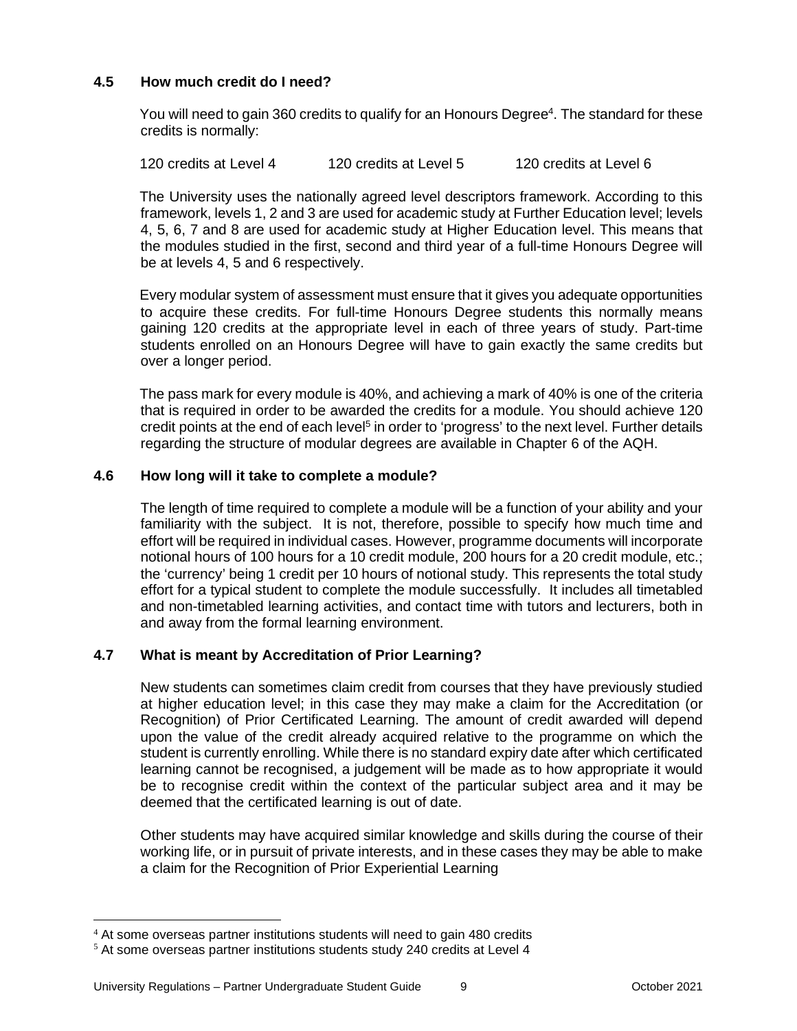### 4.5 How much credit do I need?

You will need to gain 360 credits to qualify for an Honours Degree[4]. The standard for these credits is normally:

120 credits at Level 4 120 credits at Level 5 120 credits at Level 6

The University uses the nationally agreed level descriptors framework. According to this framework, levels 1, 2 and 3 are used for academic study at Further Education level; levels 4, 5, 6, 7 and 8 are used for academic study at Higher Education level. This means that the modules studied in the first, second and third year of a full-time Honours Degree will be at levels 4, 5 and 6 respectively.

Every modular system of assessment must ensure that it gives you adequate opportunities to acquire these credits. For full-time Honours Degree students this normally means gaining 120 credits at the appropriate level in each of three years of study. Part-time students enrolled on an Honours Degree will have to gain exactly the same credits but over a longer period.

The pass mark for every module is 40%, and achieving a mark of 40% is one of the criteria that is required in order to be awarded the credits for a module. You should achieve 120 credit points at the end of each level[5] in order to 'progress' to the next level. Further details regarding the structure of modular degrees are available in Chapter 6 of the AQH.

### 4.6 How long will it take to complete a module?

The length of time required to complete a module will be a function of your ability and your familiarity with the subject. It is not, therefore, possible to specify how much time and effort will be required in individual cases. However, programme documents will incorporate notional hours of 100 hours for a 10 credit module, 200 hours for a 20 credit module, etc.; the 'currency' being 1 credit per 10 hours of notional study. This represents the total study effort for a typical student to complete the module successfully. It includes all timetabled and non-timetabled learning activities, and contact time with tutors and lecturers, both in and away from the formal learning environment.

### 4.7 What is meant by Accreditation of Prior Learning?

New students can sometimes claim credit from courses that they have previously studied at higher education level; in this case they may make a claim for the Accreditation (or Recognition) of Prior Certificated Learning. The amount of credit awarded will depend upon the value of the credit already acquired relative to the programme on which the student is currently enrolling. While there is no standard expiry date after which certificated learning cannot be recognised, a judgement will be made as to how appropriate it would be to recognise credit within the context of the particular subject area and it may be deemed that the certificated learning is out of date.

Other students may have acquired similar knowledge and skills during the course of their working life, or in pursuit of private interests, and in these cases they may be able to make a claim for the Recognition of Prior Experiential Learning

---

[4] At some overseas partner institutions students will need to gain 480 credits

[5] At some overseas partner institutions students study 240 credits at Level 4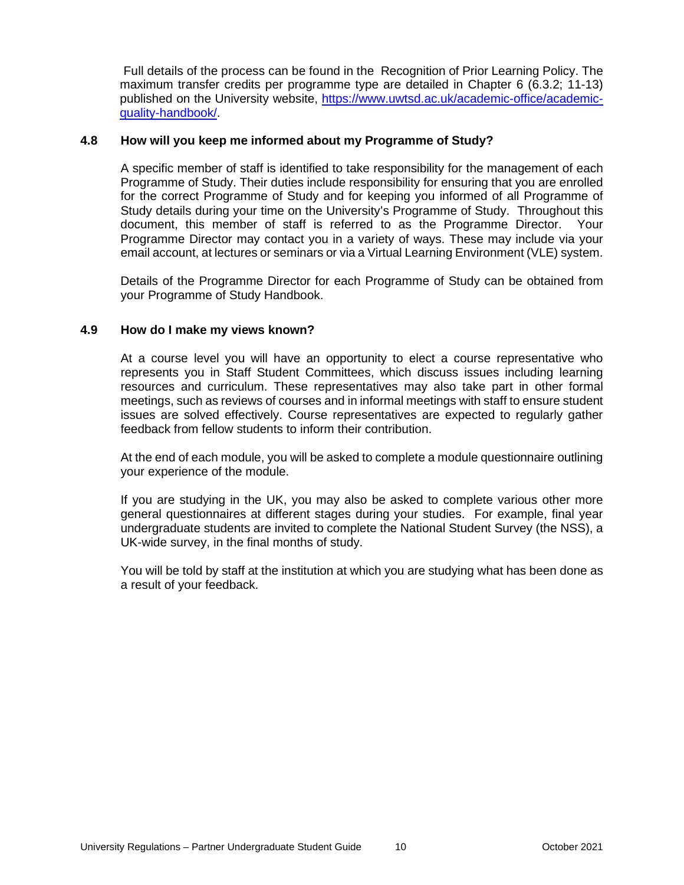Full details of the process can be found in the Recognition of Prior Learning Policy. The maximum transfer credits per programme type are detailed in Chapter 6 (6.3.2; 11-13) published on the University website, [https://www.uwtsd.ac.uk/academic-office/academic-quality-handbook/](https://www.uwtsd.ac.uk/academic-office/academic-quality-handbook/).

### 4.8 How will you keep me informed about my Programme of Study?

A specific member of staff is identified to take responsibility for the management of each Programme of Study. Their duties include responsibility for ensuring that you are enrolled for the correct Programme of Study and for keeping you informed of all Programme of Study details during your time on the University's Programme of Study. Throughout this document, this member of staff is referred to as the Programme Director. Your Programme Director may contact you in a variety of ways. These may include via your email account, at lectures or seminars or via a Virtual Learning Environment (VLE) system.

Details of the Programme Director for each Programme of Study can be obtained from your Programme of Study Handbook.

### 4.9 How do I make my views known?

At a course level you will have an opportunity to elect a course representative who represents you in Staff Student Committees, which discuss issues including learning resources and curriculum. These representatives may also take part in other formal meetings, such as reviews of courses and in informal meetings with staff to ensure student issues are solved effectively. Course representatives are expected to regularly gather feedback from fellow students to inform their contribution.

At the end of each module, you will be asked to complete a module questionnaire outlining your experience of the module.

If you are studying in the UK, you may also be asked to complete various other more general questionnaires at different stages during your studies. For example, final year undergraduate students are invited to complete the National Student Survey (the NSS), a UK-wide survey, in the final months of study.

You will be told by staff at the institution at which you are studying what has been done as a result of your feedback.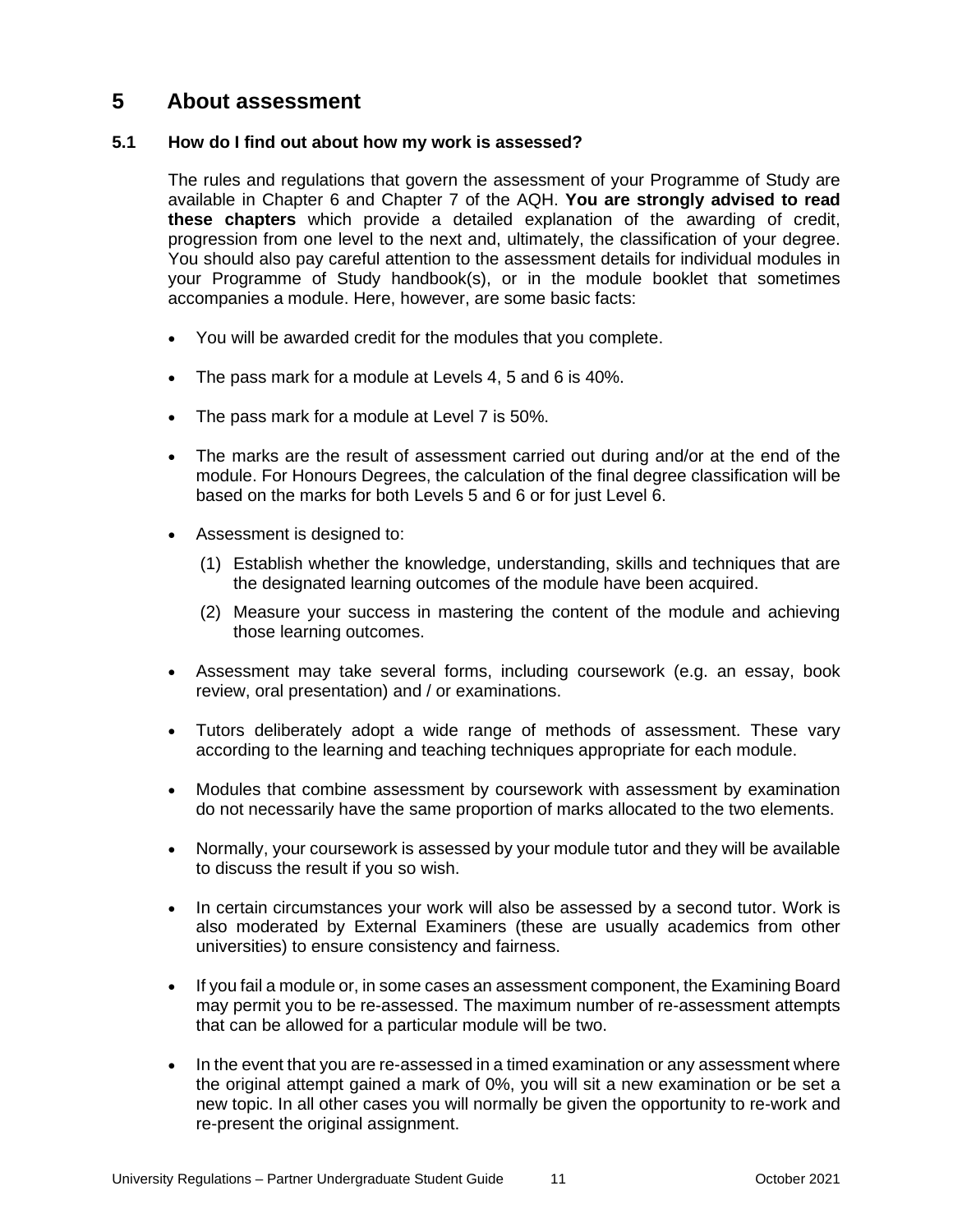# 5 About assessment

### 5.1 How do I find out about how my work is assessed?

The rules and regulations that govern the assessment of your Programme of Study are available in Chapter 6 and Chapter 7 of the AQH. **You are strongly advised to read these chapters** which provide a detailed explanation of the awarding of credit, progression from one level to the next and, ultimately, the classification of your degree. You should also pay careful attention to the assessment details for individual modules in your Programme of Study handbook(s), or in the module booklet that sometimes accompanies a module. Here, however, are some basic facts:

- You will be awarded credit for the modules that you complete.
- The pass mark for a module at Levels 4, 5 and 6 is 40%.
- The pass mark for a module at Level 7 is 50%.
- The marks are the result of assessment carried out during and/or at the end of the module. For Honours Degrees, the calculation of the final degree classification will be based on the marks for both Levels 5 and 6 or for just Level 6.
- Assessment is designed to:
  (1) Establish whether the knowledge, understanding, skills and techniques that are the designated learning outcomes of the module have been acquired.
  (2) Measure your success in mastering the content of the module and achieving those learning outcomes.
- Assessment may take several forms, including coursework (e.g. an essay, book review, oral presentation) and / or examinations.
- Tutors deliberately adopt a wide range of methods of assessment. These vary according to the learning and teaching techniques appropriate for each module.
- Modules that combine assessment by coursework with assessment by examination do not necessarily have the same proportion of marks allocated to the two elements.
- Normally, your coursework is assessed by your module tutor and they will be available to discuss the result if you so wish.
- In certain circumstances your work will also be assessed by a second tutor. Work is also moderated by External Examiners (these are usually academics from other universities) to ensure consistency and fairness.
- If you fail a module or, in some cases an assessment component, the Examining Board may permit you to be re-assessed. The maximum number of re-assessment attempts that can be allowed for a particular module will be two.
- In the event that you are re-assessed in a timed examination or any assessment where the original attempt gained a mark of 0%, you will sit a new examination or be set a new topic. In all other cases you will normally be given the opportunity to re-work and re-present the original assignment.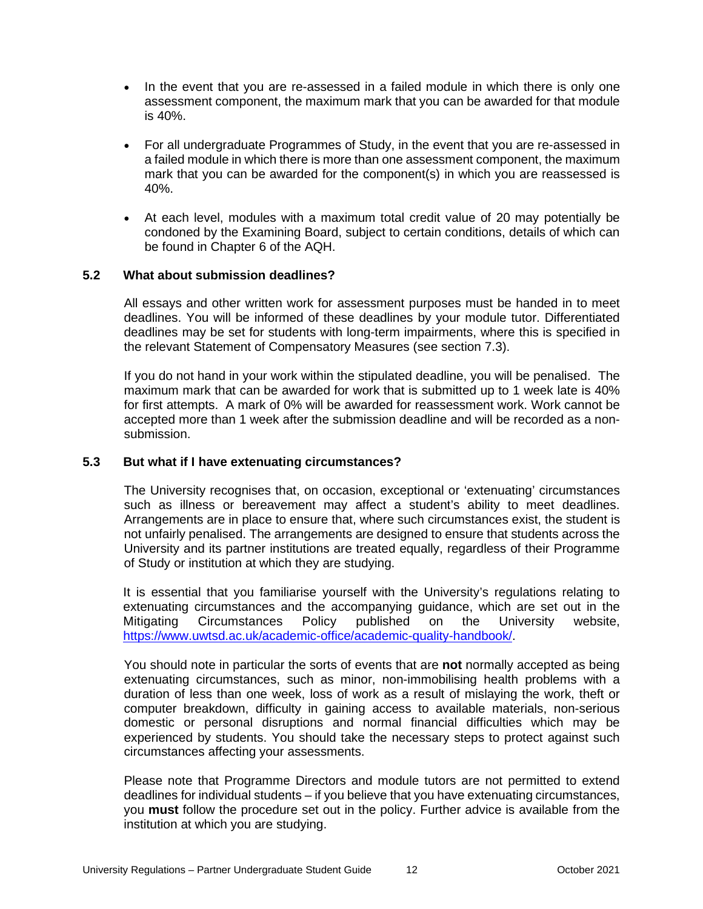- In the event that you are re-assessed in a failed module in which there is only one assessment component, the maximum mark that you can be awarded for that module is 40%.

- For all undergraduate Programmes of Study, in the event that you are re-assessed in a failed module in which there is more than one assessment component, the maximum mark that you can be awarded for the component(s) in which you are reassessed is 40%.

- At each level, modules with a maximum total credit value of 20 may potentially be condoned by the Examining Board, subject to certain conditions, details of which can be found in Chapter 6 of the AQH.

### 5.2 What about submission deadlines?

All essays and other written work for assessment purposes must be handed in to meet deadlines. You will be informed of these deadlines by your module tutor. Differentiated deadlines may be set for students with long-term impairments, where this is specified in the relevant Statement of Compensatory Measures (see section 7.3).

If you do not hand in your work within the stipulated deadline, you will be penalised. The maximum mark that can be awarded for work that is submitted up to 1 week late is 40% for first attempts. A mark of 0% will be awarded for reassessment work. Work cannot be accepted more than 1 week after the submission deadline and will be recorded as a non-submission.

### 5.3 But what if I have extenuating circumstances?

The University recognises that, on occasion, exceptional or 'extenuating' circumstances such as illness or bereavement may affect a student's ability to meet deadlines. Arrangements are in place to ensure that, where such circumstances exist, the student is not unfairly penalised. The arrangements are designed to ensure that students across the University and its partner institutions are treated equally, regardless of their Programme of Study or institution at which they are studying.

It is essential that you familiarise yourself with the University's regulations relating to extenuating circumstances and the accompanying guidance, which are set out in the Mitigating Circumstances Policy published on the University website, https://www.uwtsd.ac.uk/academic-office/academic-quality-handbook/.

You should note in particular the sorts of events that are **not** normally accepted as being extenuating circumstances, such as minor, non-immobilising health problems with a duration of less than one week, loss of work as a result of mislaying the work, theft or computer breakdown, difficulty in gaining access to available materials, non-serious domestic or personal disruptions and normal financial difficulties which may be experienced by students. You should take the necessary steps to protect against such circumstances affecting your assessments.

Please note that Programme Directors and module tutors are not permitted to extend deadlines for individual students – if you believe that you have extenuating circumstances, you **must** follow the procedure set out in the policy. Further advice is available from the institution at which you are studying.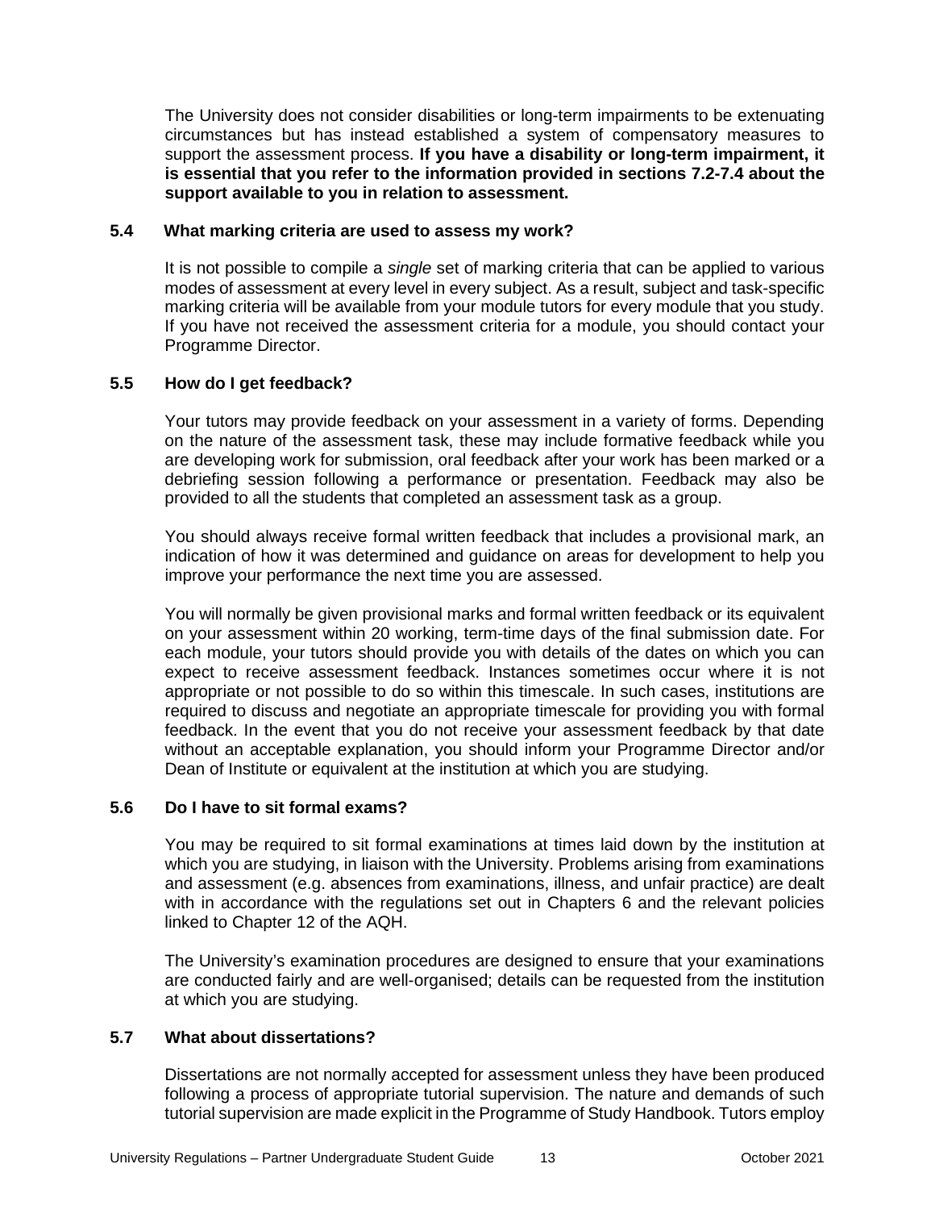The University does not consider disabilities or long-term impairments to be extenuating circumstances but has instead established a system of compensatory measures to support the assessment process. **If you have a disability or long-term impairment, it is essential that you refer to the information provided in sections 7.2-7.4 about the support available to you in relation to assessment.**

### 5.4 What marking criteria are used to assess my work?

It is not possible to compile a *single* set of marking criteria that can be applied to various modes of assessment at every level in every subject. As a result, subject and task-specific marking criteria will be available from your module tutors for every module that you study. If you have not received the assessment criteria for a module, you should contact your Programme Director.

### 5.5 How do I get feedback?

Your tutors may provide feedback on your assessment in a variety of forms. Depending on the nature of the assessment task, these may include formative feedback while you are developing work for submission, oral feedback after your work has been marked or a debriefing session following a performance or presentation. Feedback may also be provided to all the students that completed an assessment task as a group.

You should always receive formal written feedback that includes a provisional mark, an indication of how it was determined and guidance on areas for development to help you improve your performance the next time you are assessed.

You will normally be given provisional marks and formal written feedback or its equivalent on your assessment within 20 working, term-time days of the final submission date. For each module, your tutors should provide you with details of the dates on which you can expect to receive assessment feedback. Instances sometimes occur where it is not appropriate or not possible to do so within this timescale. In such cases, institutions are required to discuss and negotiate an appropriate timescale for providing you with formal feedback. In the event that you do not receive your assessment feedback by that date without an acceptable explanation, you should inform your Programme Director and/or Dean of Institute or equivalent at the institution at which you are studying.

### 5.6 Do I have to sit formal exams?

You may be required to sit formal examinations at times laid down by the institution at which you are studying, in liaison with the University. Problems arising from examinations and assessment (e.g. absences from examinations, illness, and unfair practice) are dealt with in accordance with the regulations set out in Chapters 6 and the relevant policies linked to Chapter 12 of the AQH.

The University's examination procedures are designed to ensure that your examinations are conducted fairly and are well-organised; details can be requested from the institution at which you are studying.

### 5.7 What about dissertations?

Dissertations are not normally accepted for assessment unless they have been produced following a process of appropriate tutorial supervision. The nature and demands of such tutorial supervision are made explicit in the Programme of Study Handbook. Tutors employ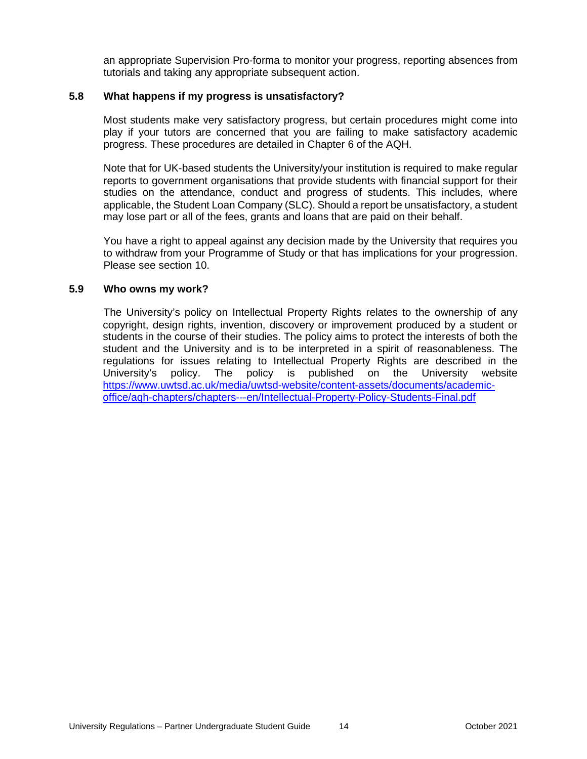an appropriate Supervision Pro-forma to monitor your progress, reporting absences from tutorials and taking any appropriate subsequent action.

### 5.8 What happens if my progress is unsatisfactory?

Most students make very satisfactory progress, but certain procedures might come into play if your tutors are concerned that you are failing to make satisfactory academic progress. These procedures are detailed in Chapter 6 of the AQH.

Note that for UK-based students the University/your institution is required to make regular reports to government organisations that provide students with financial support for their studies on the attendance, conduct and progress of students. This includes, where applicable, the Student Loan Company (SLC). Should a report be unsatisfactory, a student may lose part or all of the fees, grants and loans that are paid on their behalf.

You have a right to appeal against any decision made by the University that requires you to withdraw from your Programme of Study or that has implications for your progression. Please see section 10.

### 5.9 Who owns my work?

The University's policy on Intellectual Property Rights relates to the ownership of any copyright, design rights, invention, discovery or improvement produced by a student or students in the course of their studies. The policy aims to protect the interests of both the student and the University and is to be interpreted in a spirit of reasonableness. The regulations for issues relating to Intellectual Property Rights are described in the University's policy. The policy is published on the University website [https://www.uwtsd.ac.uk/media/uwtsd-website/content-assets/documents/academic-office/aqh-chapters/chapters---en/Intellectual-Property-Policy-Students-Final.pdf](https://www.uwtsd.ac.uk/media/uwtsd-website/content-assets/documents/academic-office/aqh-chapters/chapters---en/Intellectual-Property-Policy-Students-Final.pdf)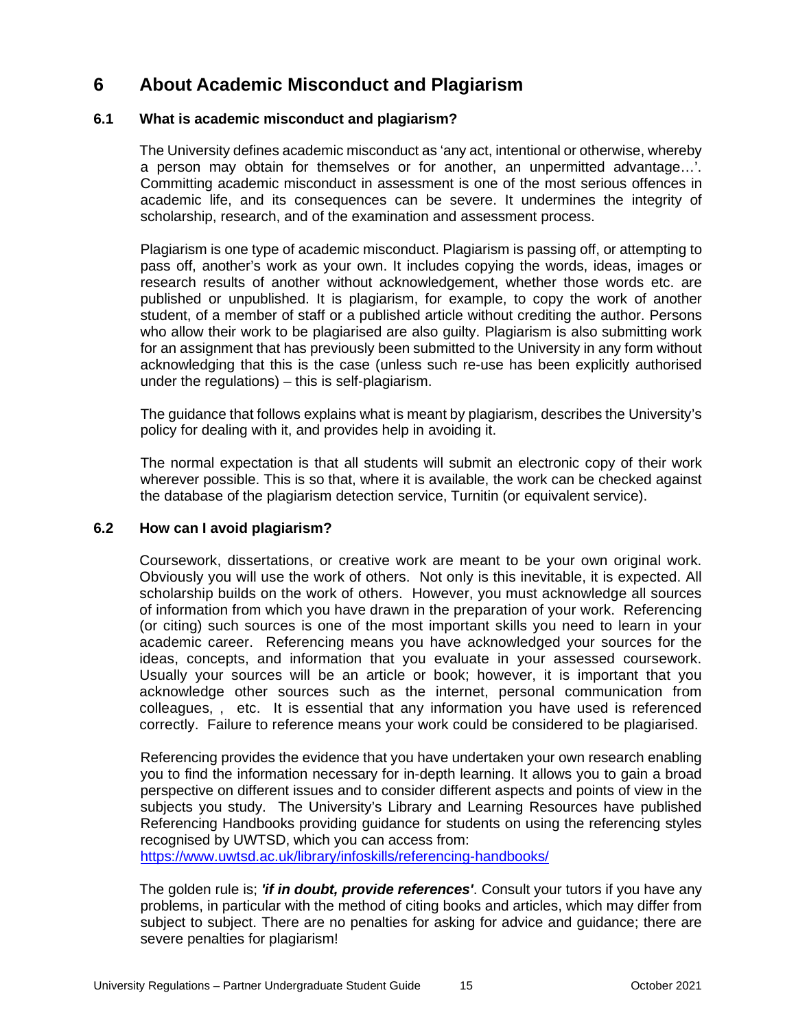# 6 About Academic Misconduct and Plagiarism

## 6.1 What is academic misconduct and plagiarism?

The University defines academic misconduct as 'any act, intentional or otherwise, whereby a person may obtain for themselves or for another, an unpermitted advantage…'. Committing academic misconduct in assessment is one of the most serious offences in academic life, and its consequences can be severe. It undermines the integrity of scholarship, research, and of the examination and assessment process.

Plagiarism is one type of academic misconduct. Plagiarism is passing off, or attempting to pass off, another's work as your own. It includes copying the words, ideas, images or research results of another without acknowledgement, whether those words etc. are published or unpublished. It is plagiarism, for example, to copy the work of another student, of a member of staff or a published article without crediting the author. Persons who allow their work to be plagiarised are also guilty. Plagiarism is also submitting work for an assignment that has previously been submitted to the University in any form without acknowledging that this is the case (unless such re-use has been explicitly authorised under the regulations) – this is self-plagiarism.

The guidance that follows explains what is meant by plagiarism, describes the University's policy for dealing with it, and provides help in avoiding it.

The normal expectation is that all students will submit an electronic copy of their work wherever possible. This is so that, where it is available, the work can be checked against the database of the plagiarism detection service, Turnitin (or equivalent service).

## 6.2 How can I avoid plagiarism?

Coursework, dissertations, or creative work are meant to be your own original work. Obviously you will use the work of others. Not only is this inevitable, it is expected. All scholarship builds on the work of others. However, you must acknowledge all sources of information from which you have drawn in the preparation of your work. Referencing (or citing) such sources is one of the most important skills you need to learn in your academic career. Referencing means you have acknowledged your sources for the ideas, concepts, and information that you evaluate in your assessed coursework. Usually your sources will be an article or book; however, it is important that you acknowledge other sources such as the internet, personal communication from colleagues, , etc. It is essential that any information you have used is referenced correctly. Failure to reference means your work could be considered to be plagiarised.

Referencing provides the evidence that you have undertaken your own research enabling you to find the information necessary for in-depth learning. It allows you to gain a broad perspective on different issues and to consider different aspects and points of view in the subjects you study. The University's Library and Learning Resources have published Referencing Handbooks providing guidance for students on using the referencing styles recognised by UWTSD, which you can access from:
https://www.uwtsd.ac.uk/library/infoskills/referencing-handbooks/

The golden rule is; ***'if in doubt, provide references'***. Consult your tutors if you have any problems, in particular with the method of citing books and articles, which may differ from subject to subject. There are no penalties for asking for advice and guidance; there are severe penalties for plagiarism!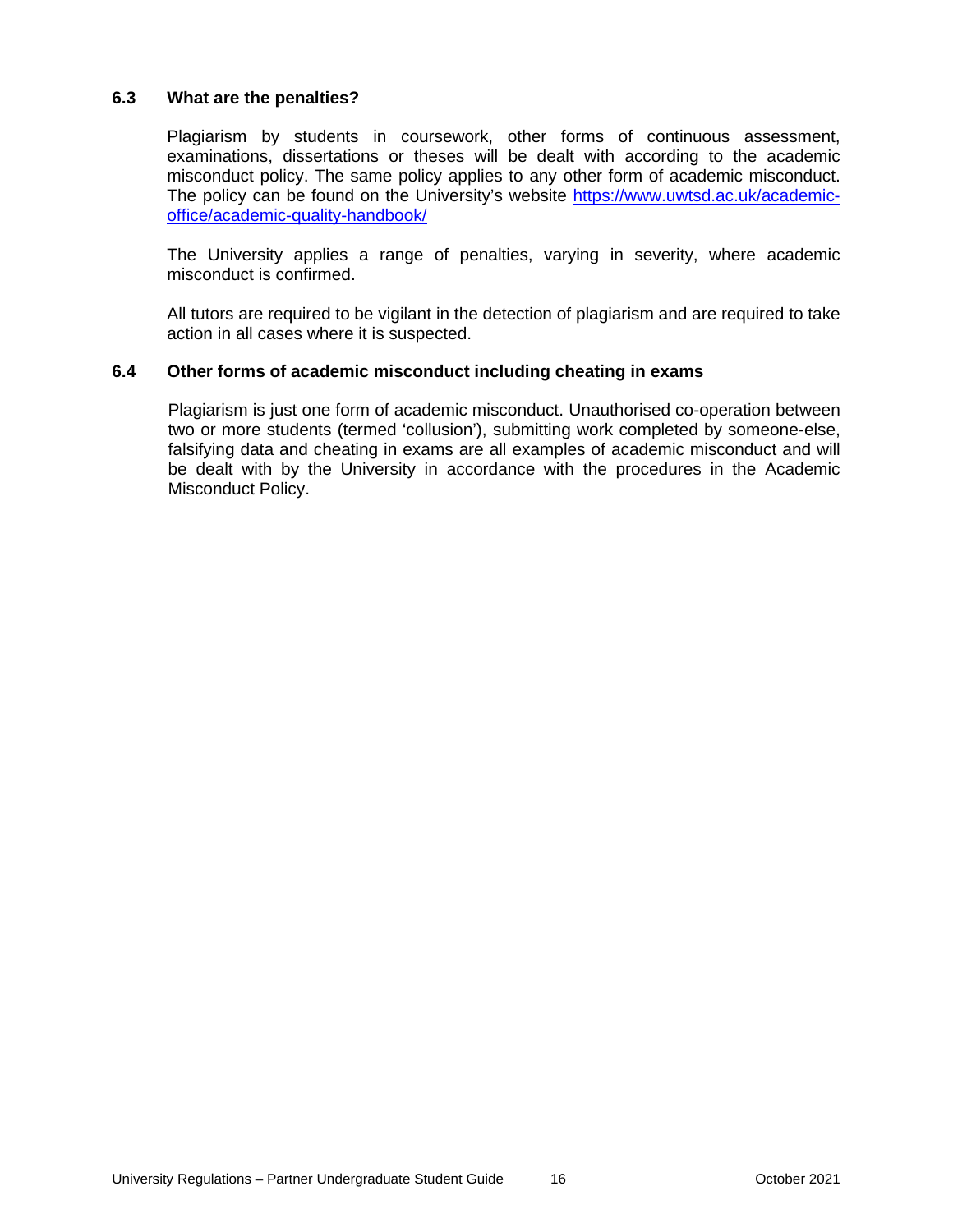### 6.3 What are the penalties?

Plagiarism by students in coursework, other forms of continuous assessment, examinations, dissertations or theses will be dealt with according to the academic misconduct policy. The same policy applies to any other form of academic misconduct. The policy can be found on the University's website [https://www.uwtsd.ac.uk/academic-office/academic-quality-handbook/](https://www.uwtsd.ac.uk/academic-office/academic-quality-handbook/)

The University applies a range of penalties, varying in severity, where academic misconduct is confirmed.

All tutors are required to be vigilant in the detection of plagiarism and are required to take action in all cases where it is suspected.

### 6.4 Other forms of academic misconduct including cheating in exams

Plagiarism is just one form of academic misconduct. Unauthorised co-operation between two or more students (termed 'collusion'), submitting work completed by someone-else, falsifying data and cheating in exams are all examples of academic misconduct and will be dealt with by the University in accordance with the procedures in the Academic Misconduct Policy.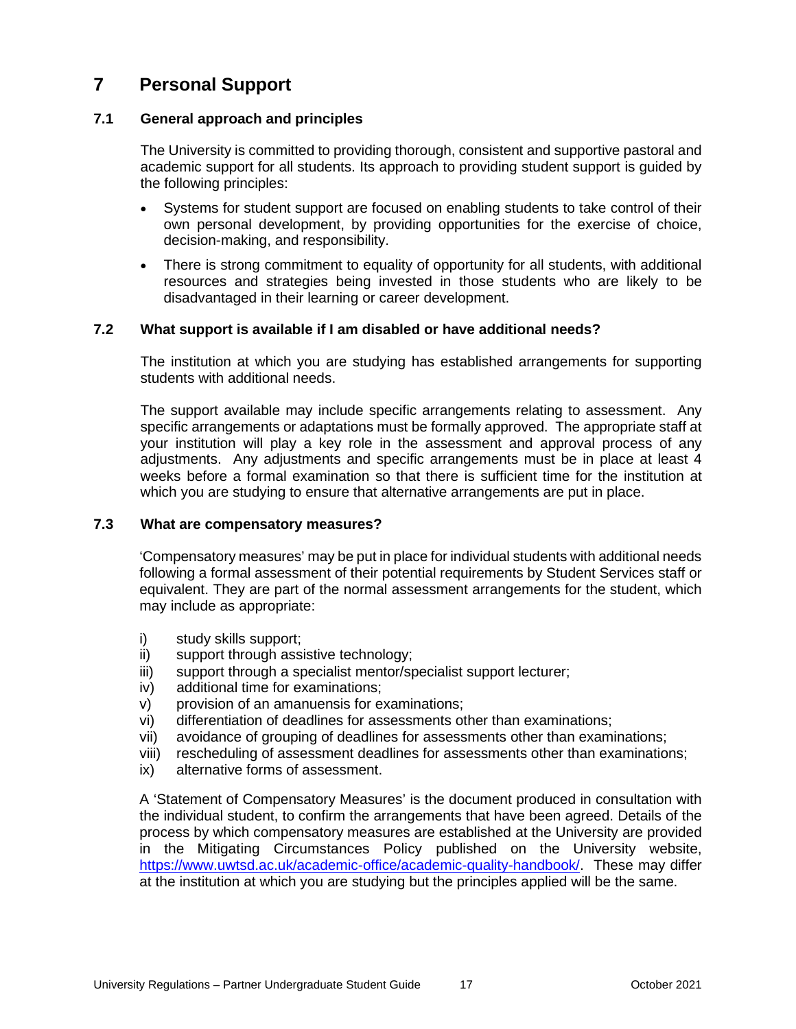# 7 Personal Support

## 7.1 General approach and principles

The University is committed to providing thorough, consistent and supportive pastoral and academic support for all students. Its approach to providing student support is guided by the following principles:

- Systems for student support are focused on enabling students to take control of their own personal development, by providing opportunities for the exercise of choice, decision-making, and responsibility.
- There is strong commitment to equality of opportunity for all students, with additional resources and strategies being invested in those students who are likely to be disadvantaged in their learning or career development.

## 7.2 What support is available if I am disabled or have additional needs?

The institution at which you are studying has established arrangements for supporting students with additional needs.

The support available may include specific arrangements relating to assessment. Any specific arrangements or adaptations must be formally approved. The appropriate staff at your institution will play a key role in the assessment and approval process of any adjustments. Any adjustments and specific arrangements must be in place at least 4 weeks before a formal examination so that there is sufficient time for the institution at which you are studying to ensure that alternative arrangements are put in place.

## 7.3 What are compensatory measures?

'Compensatory measures' may be put in place for individual students with additional needs following a formal assessment of their potential requirements by Student Services staff or equivalent. They are part of the normal assessment arrangements for the student, which may include as appropriate:

i) study skills support;
ii) support through assistive technology;
iii) support through a specialist mentor/specialist support lecturer;
iv) additional time for examinations;
v) provision of an amanuensis for examinations;
vi) differentiation of deadlines for assessments other than examinations;
vii) avoidance of grouping of deadlines for assessments other than examinations;
viii) rescheduling of assessment deadlines for assessments other than examinations;
ix) alternative forms of assessment.

A 'Statement of Compensatory Measures' is the document produced in consultation with the individual student, to confirm the arrangements that have been agreed. Details of the process by which compensatory measures are established at the University are provided in the Mitigating Circumstances Policy published on the University website, [https://www.uwtsd.ac.uk/academic-office/academic-quality-handbook/](https://www.uwtsd.ac.uk/academic-office/academic-quality-handbook/). These may differ at the institution at which you are studying but the principles applied will be the same.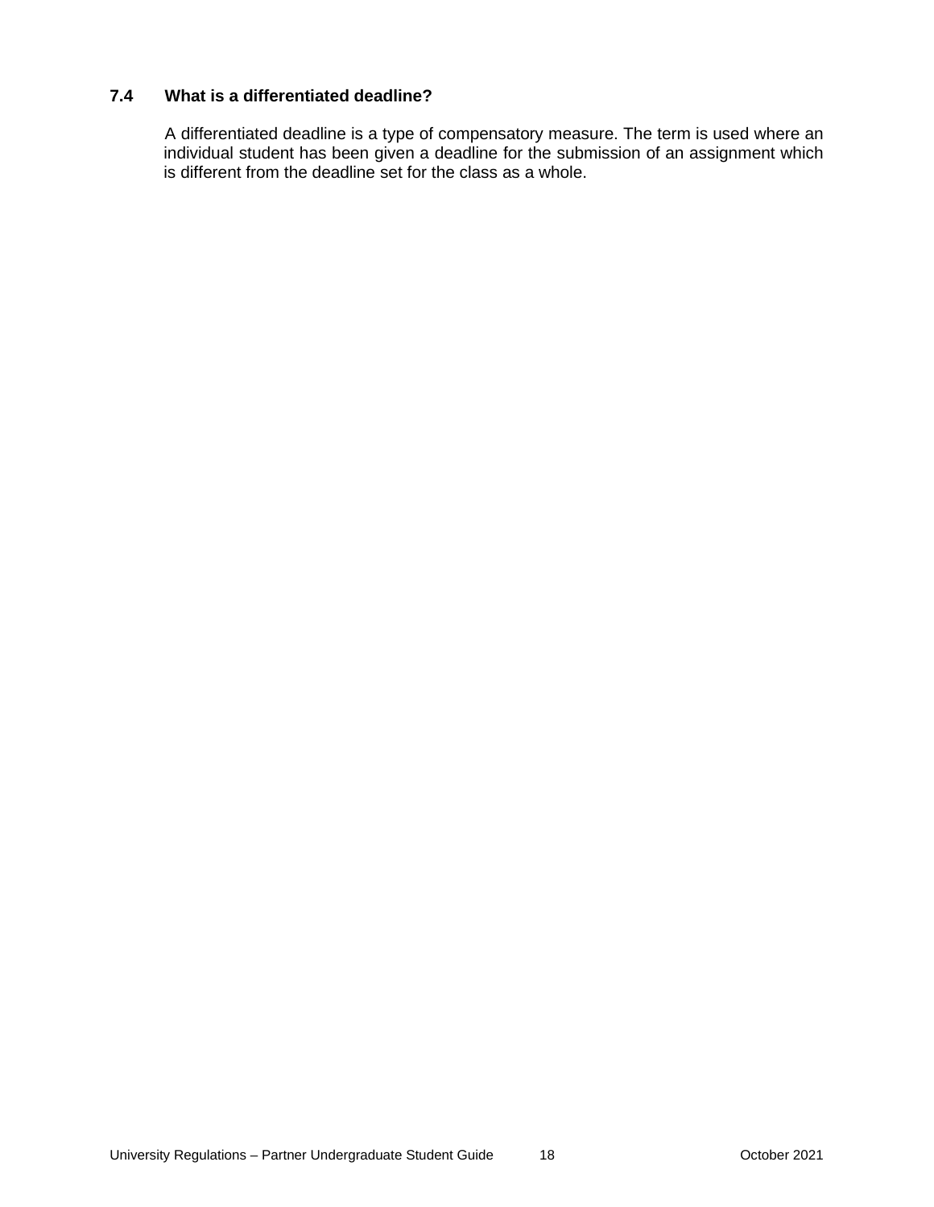### 7.4 What is a differentiated deadline?

A differentiated deadline is a type of compensatory measure. The term is used where an individual student has been given a deadline for the submission of an assignment which is different from the deadline set for the class as a whole.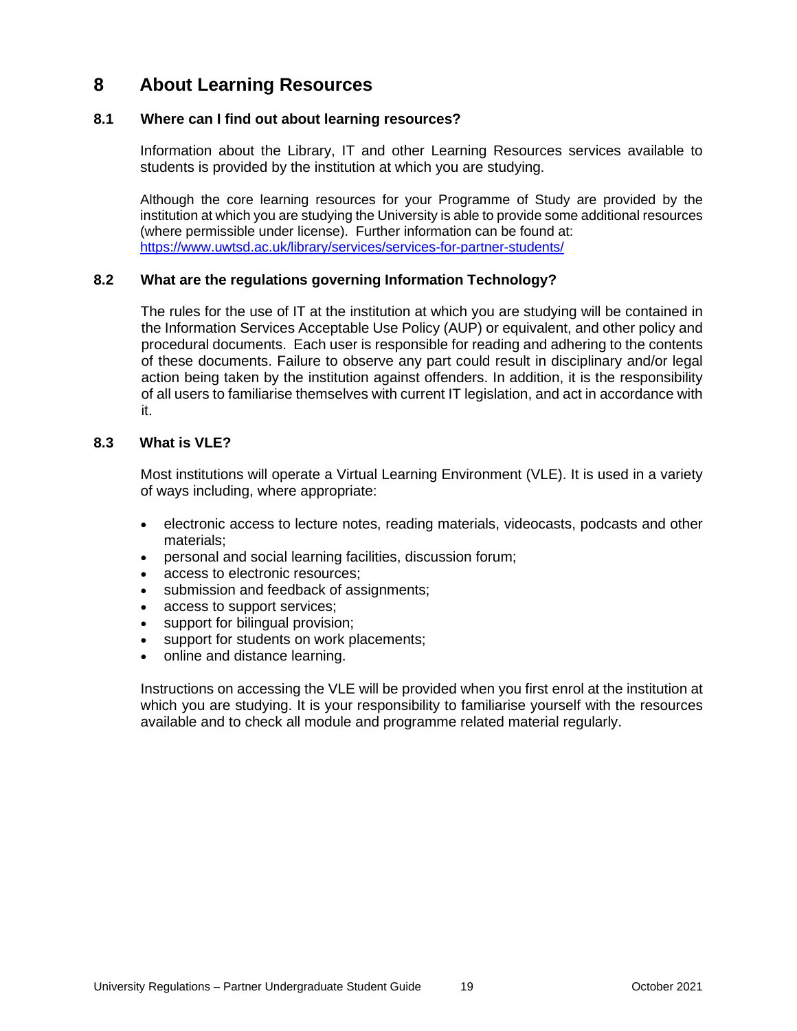# 8 About Learning Resources

## 8.1 Where can I find out about learning resources?

Information about the Library, IT and other Learning Resources services available to students is provided by the institution at which you are studying.

Although the core learning resources for your Programme of Study are provided by the institution at which you are studying the University is able to provide some additional resources (where permissible under license). Further information can be found at: [https://www.uwtsd.ac.uk/library/services/services-for-partner-students/](https://www.uwtsd.ac.uk/library/services/services-for-partner-students/)

## 8.2 What are the regulations governing Information Technology?

The rules for the use of IT at the institution at which you are studying will be contained in the Information Services Acceptable Use Policy (AUP) or equivalent, and other policy and procedural documents. Each user is responsible for reading and adhering to the contents of these documents. Failure to observe any part could result in disciplinary and/or legal action being taken by the institution against offenders. In addition, it is the responsibility of all users to familiarise themselves with current IT legislation, and act in accordance with it.

## 8.3 What is VLE?

Most institutions will operate a Virtual Learning Environment (VLE). It is used in a variety of ways including, where appropriate:

- electronic access to lecture notes, reading materials, videocasts, podcasts and other materials;
- personal and social learning facilities, discussion forum;
- access to electronic resources;
- submission and feedback of assignments;
- access to support services;
- support for bilingual provision;
- support for students on work placements;
- online and distance learning.

Instructions on accessing the VLE will be provided when you first enrol at the institution at which you are studying. It is your responsibility to familiarise yourself with the resources available and to check all module and programme related material regularly.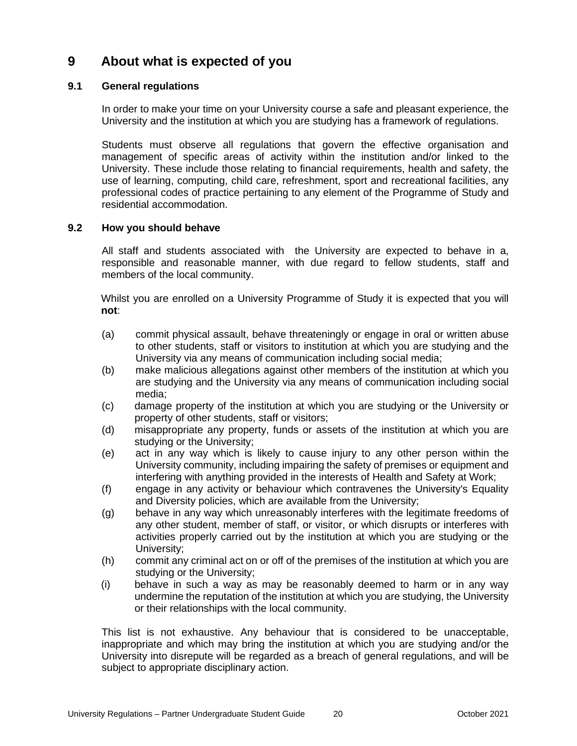# 9 About what is expected of you

## 9.1 General regulations

In order to make your time on your University course a safe and pleasant experience, the University and the institution at which you are studying has a framework of regulations.

Students must observe all regulations that govern the effective organisation and management of specific areas of activity within the institution and/or linked to the University. These include those relating to financial requirements, health and safety, the use of learning, computing, child care, refreshment, sport and recreational facilities, any professional codes of practice pertaining to any element of the Programme of Study and residential accommodation.

## 9.2 How you should behave

All staff and students associated with the University are expected to behave in a, responsible and reasonable manner, with due regard to fellow students, staff and members of the local community.

Whilst you are enrolled on a University Programme of Study it is expected that you will **not**:

(a) commit physical assault, behave threateningly or engage in oral or written abuse to other students, staff or visitors to institution at which you are studying and the University via any means of communication including social media;

(b) make malicious allegations against other members of the institution at which you are studying and the University via any means of communication including social media;

(c) damage property of the institution at which you are studying or the University or property of other students, staff or visitors;

(d) misappropriate any property, funds or assets of the institution at which you are studying or the University;

(e) act in any way which is likely to cause injury to any other person within the University community, including impairing the safety of premises or equipment and interfering with anything provided in the interests of Health and Safety at Work;

(f) engage in any activity or behaviour which contravenes the University's Equality and Diversity policies, which are available from the University;

(g) behave in any way which unreasonably interferes with the legitimate freedoms of any other student, member of staff, or visitor, or which disrupts or interferes with activities properly carried out by the institution at which you are studying or the University;

(h) commit any criminal act on or off of the premises of the institution at which you are studying or the University;

(i) behave in such a way as may be reasonably deemed to harm or in any way undermine the reputation of the institution at which you are studying, the University or their relationships with the local community.

This list is not exhaustive. Any behaviour that is considered to be unacceptable, inappropriate and which may bring the institution at which you are studying and/or the University into disrepute will be regarded as a breach of general regulations, and will be subject to appropriate disciplinary action.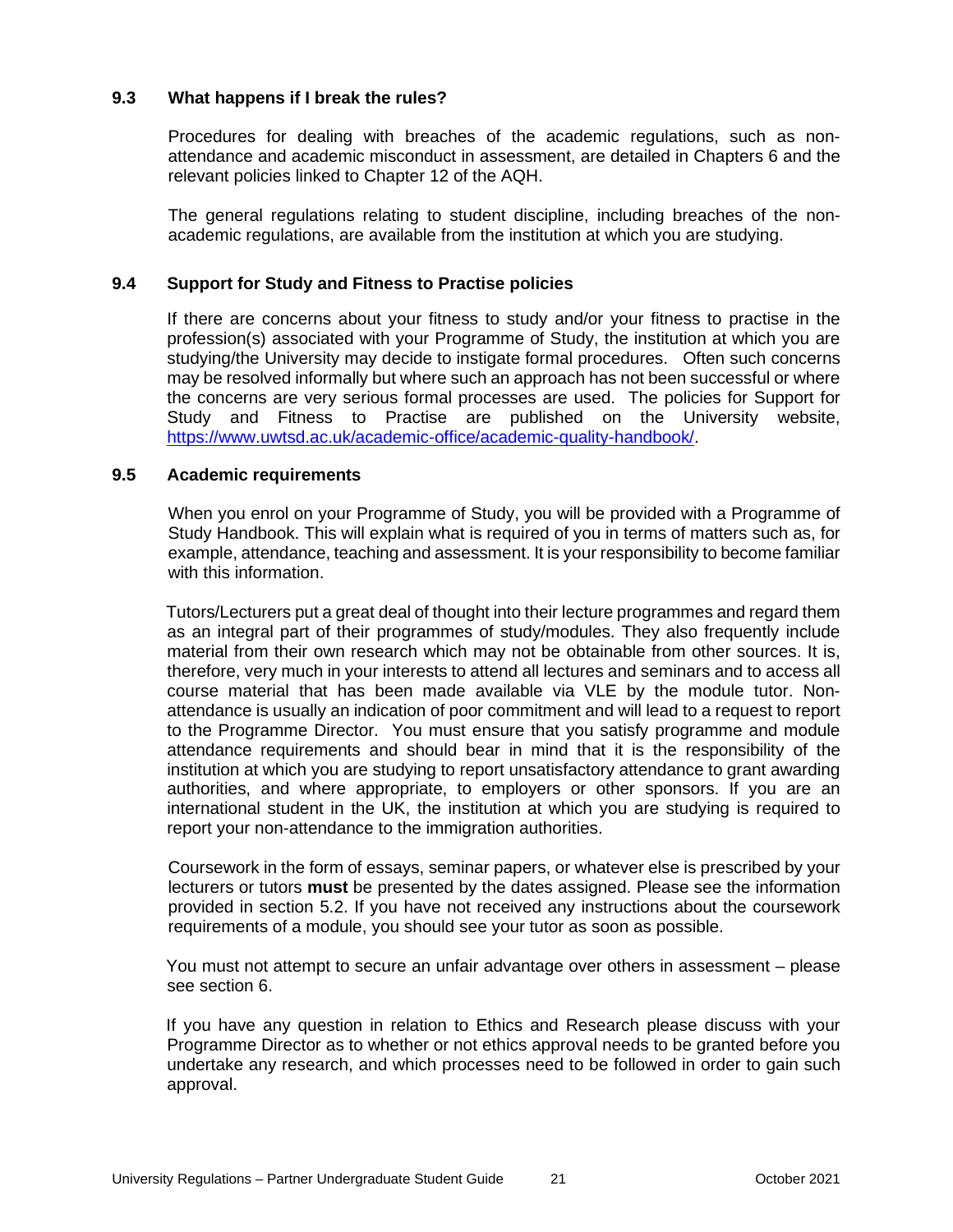### 9.3 What happens if I break the rules?

Procedures for dealing with breaches of the academic regulations, such as non-attendance and academic misconduct in assessment, are detailed in Chapters 6 and the relevant policies linked to Chapter 12 of the AQH.

The general regulations relating to student discipline, including breaches of the non-academic regulations, are available from the institution at which you are studying.

### 9.4 Support for Study and Fitness to Practise policies

If there are concerns about your fitness to study and/or your fitness to practise in the profession(s) associated with your Programme of Study, the institution at which you are studying/the University may decide to instigate formal procedures. Often such concerns may be resolved informally but where such an approach has not been successful or where the concerns are very serious formal processes are used. The policies for Support for Study and Fitness to Practise are published on the University website, [https://www.uwtsd.ac.uk/academic-office/academic-quality-handbook/](https://www.uwtsd.ac.uk/academic-office/academic-quality-handbook/).

### 9.5 Academic requirements

When you enrol on your Programme of Study, you will be provided with a Programme of Study Handbook. This will explain what is required of you in terms of matters such as, for example, attendance, teaching and assessment. It is your responsibility to become familiar with this information.

Tutors/Lecturers put a great deal of thought into their lecture programmes and regard them as an integral part of their programmes of study/modules. They also frequently include material from their own research which may not be obtainable from other sources. It is, therefore, very much in your interests to attend all lectures and seminars and to access all course material that has been made available via VLE by the module tutor. Non-attendance is usually an indication of poor commitment and will lead to a request to report to the Programme Director. You must ensure that you satisfy programme and module attendance requirements and should bear in mind that it is the responsibility of the institution at which you are studying to report unsatisfactory attendance to grant awarding authorities, and where appropriate, to employers or other sponsors. If you are an international student in the UK, the institution at which you are studying is required to report your non-attendance to the immigration authorities.

Coursework in the form of essays, seminar papers, or whatever else is prescribed by your lecturers or tutors **must** be presented by the dates assigned. Please see the information provided in section 5.2. If you have not received any instructions about the coursework requirements of a module, you should see your tutor as soon as possible.

You must not attempt to secure an unfair advantage over others in assessment – please see section 6.

If you have any question in relation to Ethics and Research please discuss with your Programme Director as to whether or not ethics approval needs to be granted before you undertake any research, and which processes need to be followed in order to gain such approval.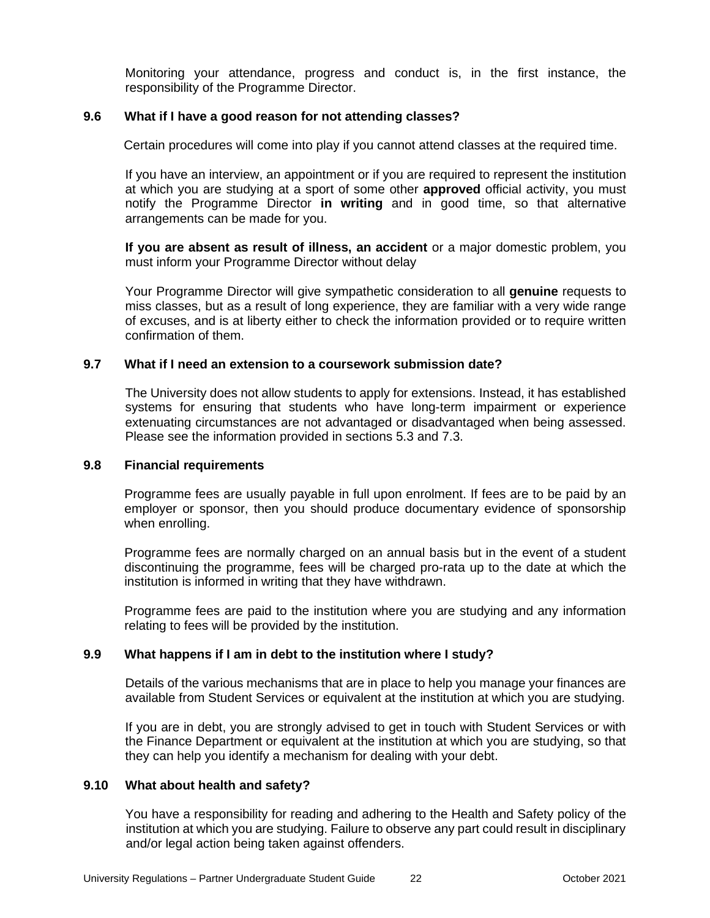Monitoring your attendance, progress and conduct is, in the first instance, the responsibility of the Programme Director.

### 9.6 What if I have a good reason for not attending classes?

Certain procedures will come into play if you cannot attend classes at the required time.

If you have an interview, an appointment or if you are required to represent the institution at which you are studying at a sport of some other **approved** official activity, you must notify the Programme Director **in writing** and in good time, so that alternative arrangements can be made for you.

**If you are absent as result of illness, an accident** or a major domestic problem, you must inform your Programme Director without delay

Your Programme Director will give sympathetic consideration to all **genuine** requests to miss classes, but as a result of long experience, they are familiar with a very wide range of excuses, and is at liberty either to check the information provided or to require written confirmation of them.

### 9.7 What if I need an extension to a coursework submission date?

The University does not allow students to apply for extensions. Instead, it has established systems for ensuring that students who have long-term impairment or experience extenuating circumstances are not advantaged or disadvantaged when being assessed. Please see the information provided in sections 5.3 and 7.3.

### 9.8 Financial requirements

Programme fees are usually payable in full upon enrolment. If fees are to be paid by an employer or sponsor, then you should produce documentary evidence of sponsorship when enrolling.

Programme fees are normally charged on an annual basis but in the event of a student discontinuing the programme, fees will be charged pro-rata up to the date at which the institution is informed in writing that they have withdrawn.

Programme fees are paid to the institution where you are studying and any information relating to fees will be provided by the institution.

### 9.9 What happens if I am in debt to the institution where I study?

Details of the various mechanisms that are in place to help you manage your finances are available from Student Services or equivalent at the institution at which you are studying.

If you are in debt, you are strongly advised to get in touch with Student Services or with the Finance Department or equivalent at the institution at which you are studying, so that they can help you identify a mechanism for dealing with your debt.

### 9.10 What about health and safety?

You have a responsibility for reading and adhering to the Health and Safety policy of the institution at which you are studying. Failure to observe any part could result in disciplinary and/or legal action being taken against offenders.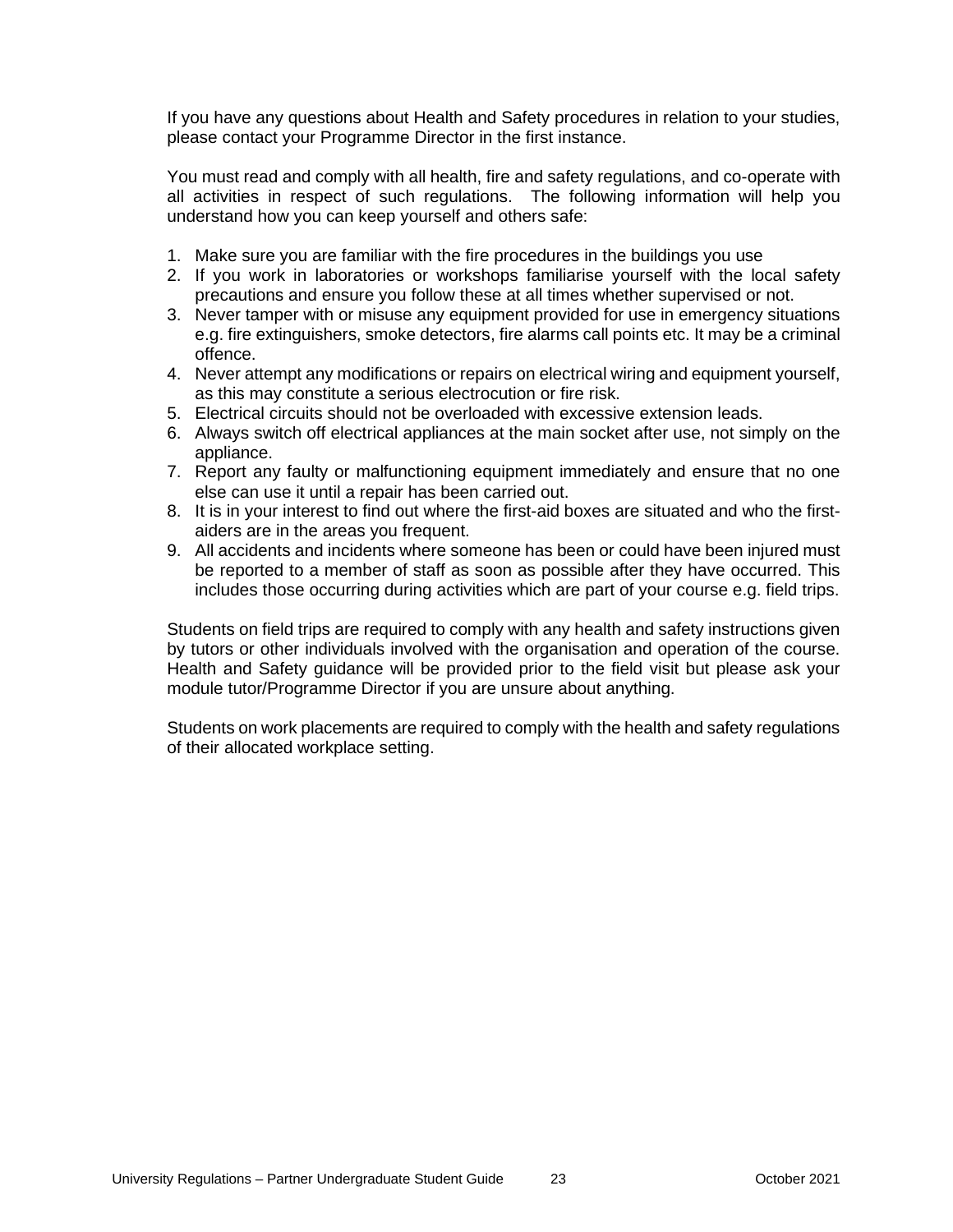If you have any questions about Health and Safety procedures in relation to your studies, please contact your Programme Director in the first instance.

You must read and comply with all health, fire and safety regulations, and co-operate with all activities in respect of such regulations. The following information will help you understand how you can keep yourself and others safe:

1. Make sure you are familiar with the fire procedures in the buildings you use
2. If you work in laboratories or workshops familiarise yourself with the local safety precautions and ensure you follow these at all times whether supervised or not.
3. Never tamper with or misuse any equipment provided for use in emergency situations e.g. fire extinguishers, smoke detectors, fire alarms call points etc. It may be a criminal offence.
4. Never attempt any modifications or repairs on electrical wiring and equipment yourself, as this may constitute a serious electrocution or fire risk.
5. Electrical circuits should not be overloaded with excessive extension leads.
6. Always switch off electrical appliances at the main socket after use, not simply on the appliance.
7. Report any faulty or malfunctioning equipment immediately and ensure that no one else can use it until a repair has been carried out.
8. It is in your interest to find out where the first-aid boxes are situated and who the first-aiders are in the areas you frequent.
9. All accidents and incidents where someone has been or could have been injured must be reported to a member of staff as soon as possible after they have occurred. This includes those occurring during activities which are part of your course e.g. field trips.

Students on field trips are required to comply with any health and safety instructions given by tutors or other individuals involved with the organisation and operation of the course. Health and Safety guidance will be provided prior to the field visit but please ask your module tutor/Programme Director if you are unsure about anything.

Students on work placements are required to comply with the health and safety regulations of their allocated workplace setting.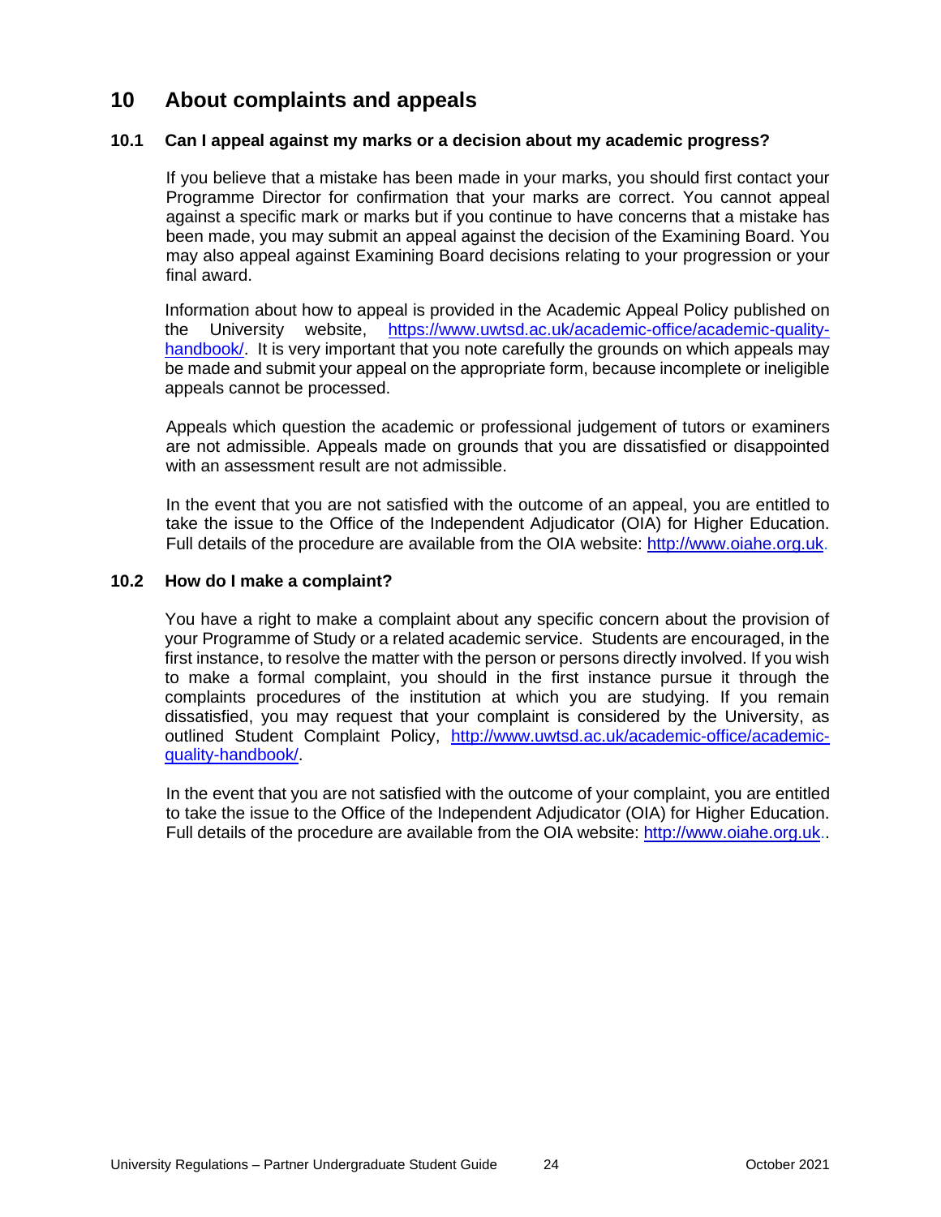# 10 About complaints and appeals

## 10.1 Can I appeal against my marks or a decision about my academic progress?

If you believe that a mistake has been made in your marks, you should first contact your Programme Director for confirmation that your marks are correct. You cannot appeal against a specific mark or marks but if you continue to have concerns that a mistake has been made, you may submit an appeal against the decision of the Examining Board. You may also appeal against Examining Board decisions relating to your progression or your final award.

Information about how to appeal is provided in the Academic Appeal Policy published on the University website, https://www.uwtsd.ac.uk/academic-office/academic-quality-handbook/. It is very important that you note carefully the grounds on which appeals may be made and submit your appeal on the appropriate form, because incomplete or ineligible appeals cannot be processed.

Appeals which question the academic or professional judgement of tutors or examiners are not admissible. Appeals made on grounds that you are dissatisfied or disappointed with an assessment result are not admissible.

In the event that you are not satisfied with the outcome of an appeal, you are entitled to take the issue to the Office of the Independent Adjudicator (OIA) for Higher Education. Full details of the procedure are available from the OIA website: http://www.oiahe.org.uk.

## 10.2 How do I make a complaint?

You have a right to make a complaint about any specific concern about the provision of your Programme of Study or a related academic service. Students are encouraged, in the first instance, to resolve the matter with the person or persons directly involved. If you wish to make a formal complaint, you should in the first instance pursue it through the complaints procedures of the institution at which you are studying. If you remain dissatisfied, you may request that your complaint is considered by the University, as outlined Student Complaint Policy, http://www.uwtsd.ac.uk/academic-office/academic-quality-handbook/.

In the event that you are not satisfied with the outcome of your complaint, you are entitled to take the issue to the Office of the Independent Adjudicator (OIA) for Higher Education. Full details of the procedure are available from the OIA website: http://www.oiahe.org.uk..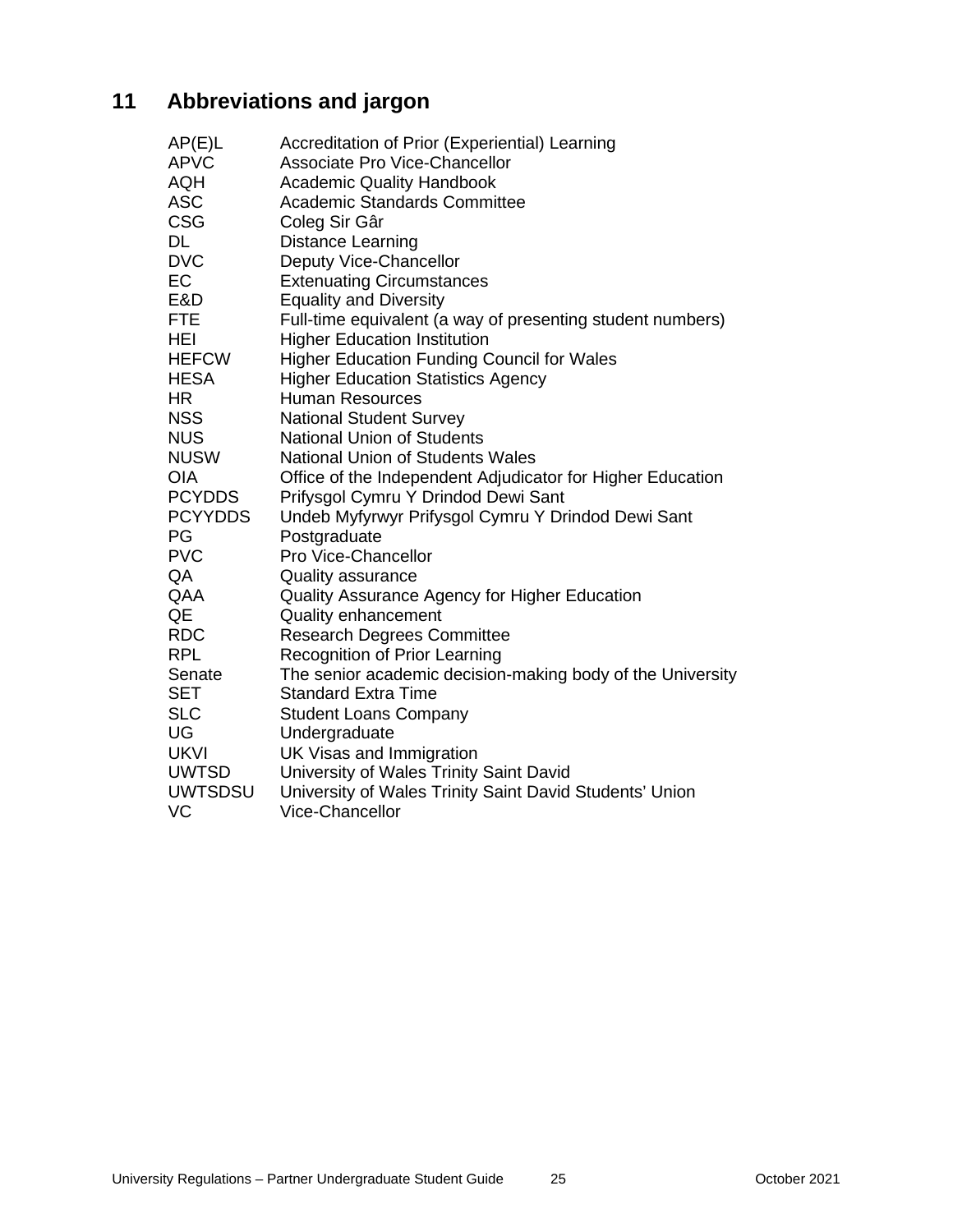## 11 Abbreviations and jargon

| | |
|---|---|
| AP(E)L | Accreditation of Prior (Experiential) Learning |
| APVC | Associate Pro Vice-Chancellor |
| AQH | Academic Quality Handbook |
| ASC | Academic Standards Committee |
| CSG | Coleg Sir Gâr |
| DL | Distance Learning |
| DVC | Deputy Vice-Chancellor |
| EC | Extenuating Circumstances |
| E&D | Equality and Diversity |
| FTE | Full-time equivalent (a way of presenting student numbers) |
| HEI | Higher Education Institution |
| HEFCW | Higher Education Funding Council for Wales |
| HESA | Higher Education Statistics Agency |
| HR | Human Resources |
| NSS | National Student Survey |
| NUS | National Union of Students |
| NUSW | National Union of Students Wales |
| OIA | Office of the Independent Adjudicator for Higher Education |
| PCYDDS | Prifysgol Cymru Y Drindod Dewi Sant |
| PCYYDDS | Undeb Myfyrwyr Prifysgol Cymru Y Drindod Dewi Sant |
| PG | Postgraduate |
| PVC | Pro Vice-Chancellor |
| QA | Quality assurance |
| QAA | Quality Assurance Agency for Higher Education |
| QE | Quality enhancement |
| RDC | Research Degrees Committee |
| RPL | Recognition of Prior Learning |
| Senate | The senior academic decision-making body of the University |
| SET | Standard Extra Time |
| SLC | Student Loans Company |
| UG | Undergraduate |
| UKVI | UK Visas and Immigration |
| UWTSD | University of Wales Trinity Saint David |
| UWTSDSU | University of Wales Trinity Saint David Students' Union |
| VC | Vice-Chancellor |